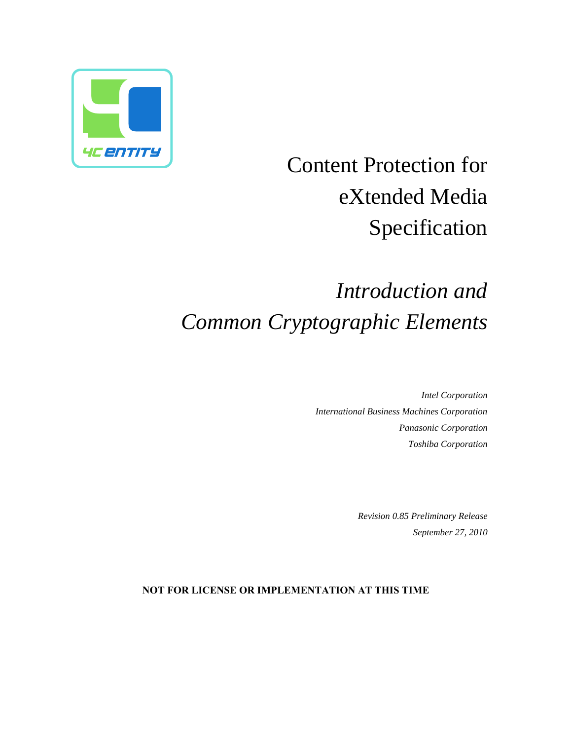# Content Protection for eXtended Media Specification

## *Introduction and Common Cryptographic Elements*

*Intel Corporation*
*International Business Machines Corporation*
*Panasonic Corporation*
*Toshiba Corporation*

*Revision 0.85 Preliminary Release*
*September 27, 2010*

**NOT FOR LICENSE OR IMPLEMENTATION AT THIS TIME**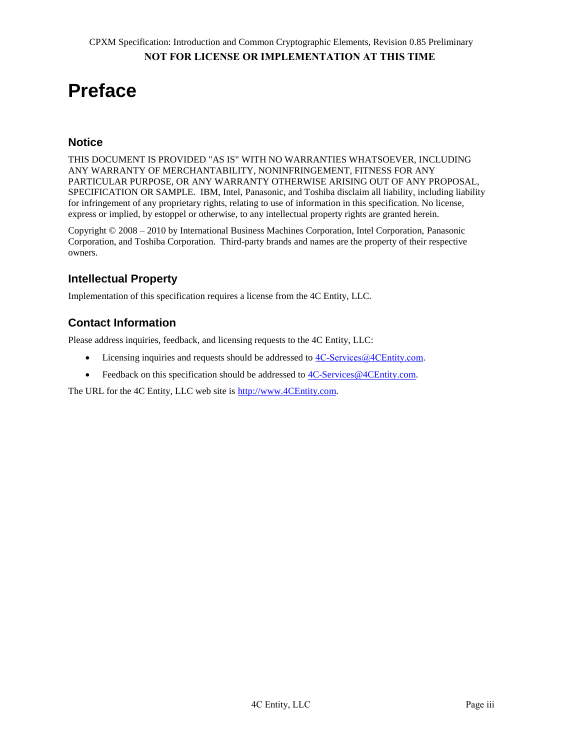# Preface

## Notice

THIS DOCUMENT IS PROVIDED "AS IS" WITH NO WARRANTIES WHATSOEVER, INCLUDING ANY WARRANTY OF MERCHANTABILITY, NONINFRINGEMENT, FITNESS FOR ANY PARTICULAR PURPOSE, OR ANY WARRANTY OTHERWISE ARISING OUT OF ANY PROPOSAL, SPECIFICATION OR SAMPLE. IBM, Intel, Panasonic, and Toshiba disclaim all liability, including liability for infringement of any proprietary rights, relating to use of information in this specification. No license, express or implied, by estoppel or otherwise, to any intellectual property rights are granted herein.

Copyright © 2008 – 2010 by International Business Machines Corporation, Intel Corporation, Panasonic Corporation, and Toshiba Corporation. Third-party brands and names are the property of their respective owners.

## Intellectual Property

Implementation of this specification requires a license from the 4C Entity, LLC.

## Contact Information

Please address inquiries, feedback, and licensing requests to the 4C Entity, LLC:

- Licensing inquiries and requests should be addressed to 4C-Services@4CEntity.com.
- Feedback on this specification should be addressed to 4C-Services@4CEntity.com.

The URL for the 4C Entity, LLC web site is http://www.4CEntity.com.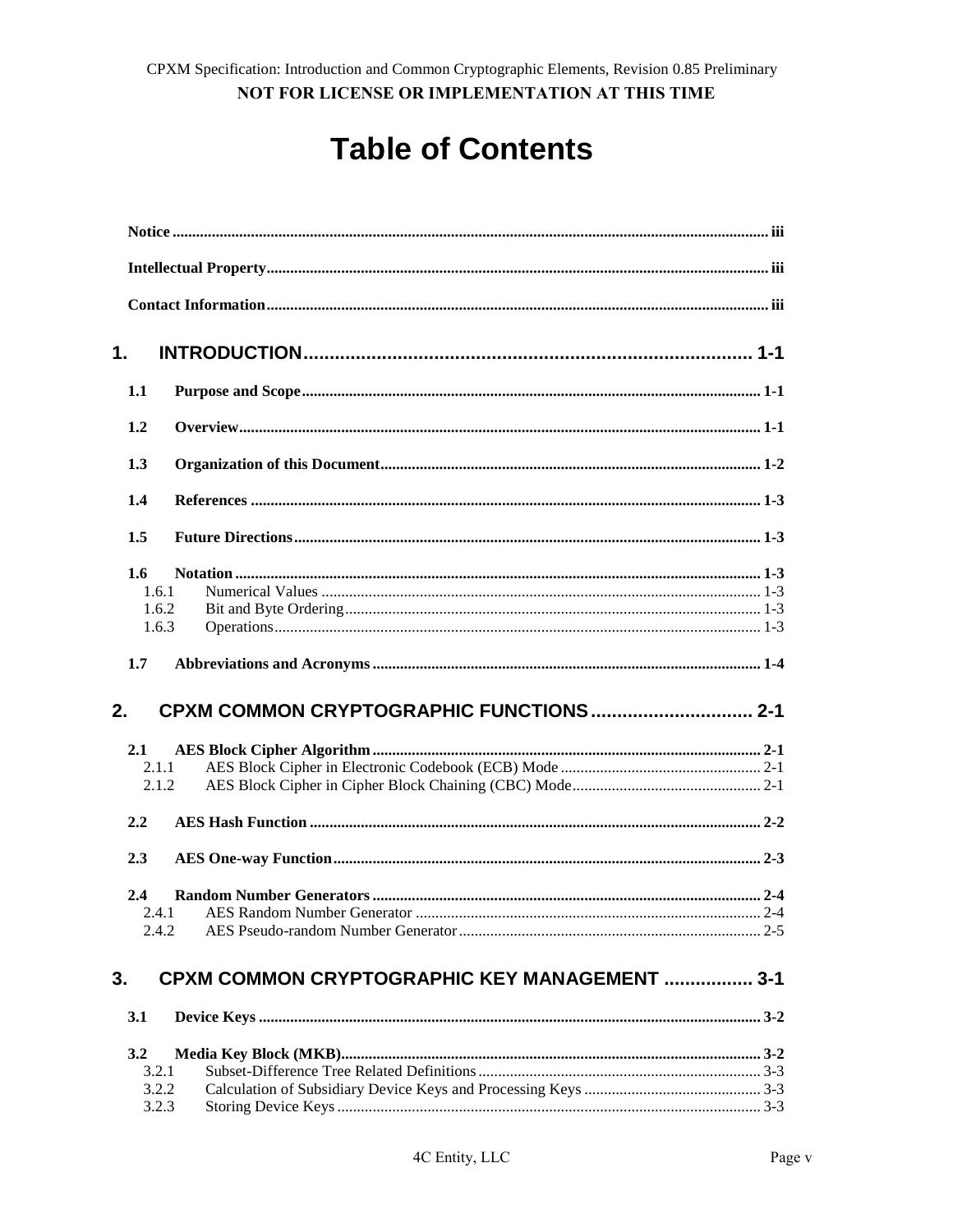# Table of Contents

**Notice** .......... iii

**Intellectual Property** .......... iii

**Contact Information** .......... iii

**1. INTRODUCTION** .......... 1-1

- **1.1 Purpose and Scope** .......... 1-1
- **1.2 Overview** .......... 1-1
- **1.3 Organization of this Document** .......... 1-2
- **1.4 References** .......... 1-3
- **1.5 Future Directions** .......... 1-3
- **1.6 Notation** .......... 1-3
  - 1.6.1 Numerical Values .......... 1-3
  - 1.6.2 Bit and Byte Ordering .......... 1-3
  - 1.6.3 Operations .......... 1-3
- **1.7 Abbreviations and Acronyms** .......... 1-4

**2. CPXM COMMON CRYPTOGRAPHIC FUNCTIONS** .......... 2-1

- **2.1 AES Block Cipher Algorithm** .......... 2-1
  - 2.1.1 AES Block Cipher in Electronic Codebook (ECB) Mode .......... 2-1
  - 2.1.2 AES Block Cipher in Cipher Block Chaining (CBC) Mode .......... 2-1
- **2.2 AES Hash Function** .......... 2-2
- **2.3 AES One-way Function** .......... 2-3
- **2.4 Random Number Generators** .......... 2-4
  - 2.4.1 AES Random Number Generator .......... 2-4
  - 2.4.2 AES Pseudo-random Number Generator .......... 2-5

**3. CPXM COMMON CRYPTOGRAPHIC KEY MANAGEMENT** .......... 3-1

- **3.1 Device Keys** .......... 3-2
- **3.2 Media Key Block (MKB)** .......... 3-2
  - 3.2.1 Subset-Difference Tree Related Definitions .......... 3-3
  - 3.2.2 Calculation of Subsidiary Device Keys and Processing Keys .......... 3-3
  - 3.2.3 Storing Device Keys .......... 3-3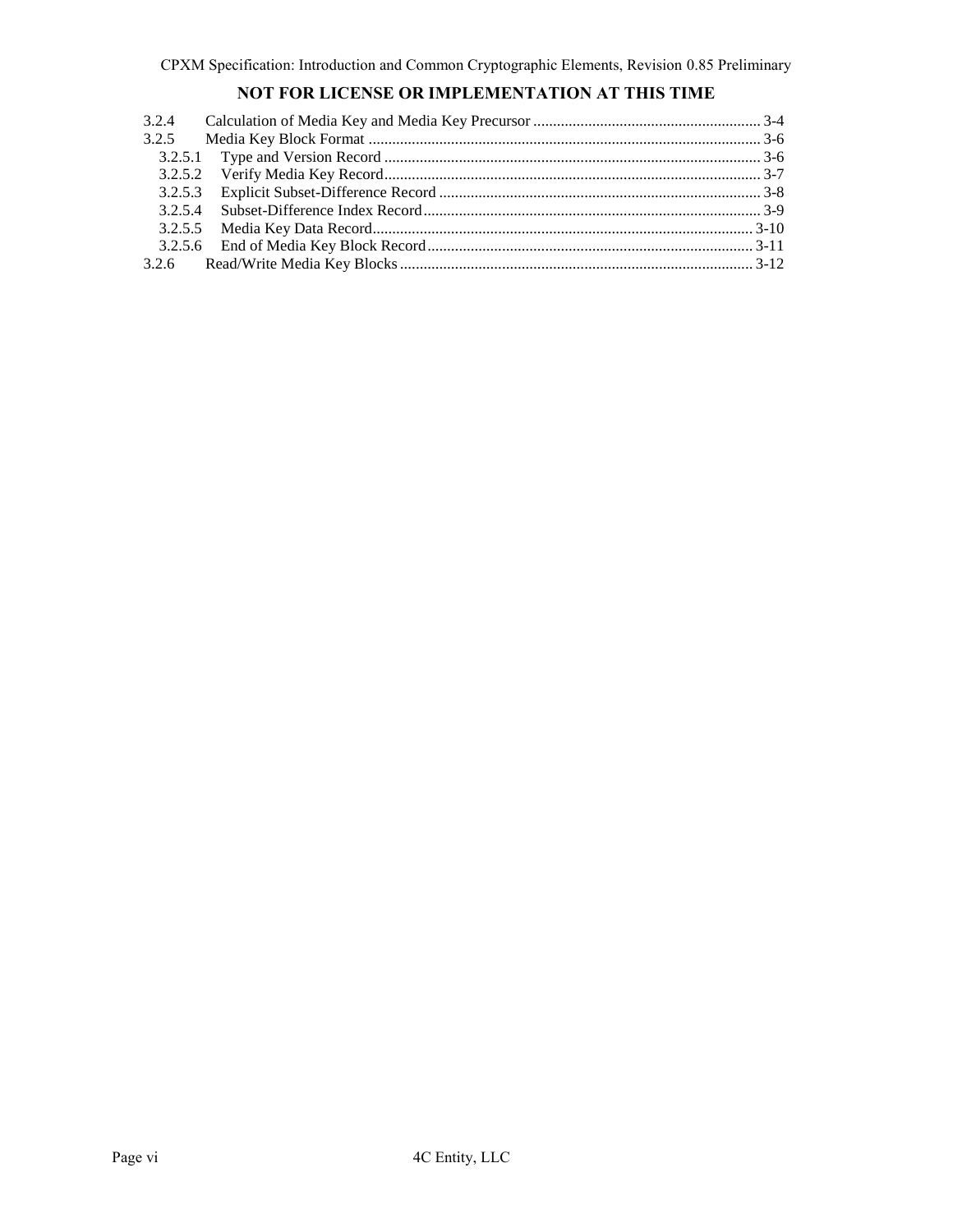3.2.4 Calculation of Media Key and Media Key Precursor ........................................................ 3-4
3.2.5 Media Key Block Format ................................................................................................. 3-6
  3.2.5.1 Type and Version Record ............................................................................................ 3-6
  3.2.5.2 Verify Media Key Record ............................................................................................ 3-7
  3.2.5.3 Explicit Subset-Difference Record .............................................................................. 3-8
  3.2.5.4 Subset-Difference Index Record .................................................................................. 3-9
  3.2.5.5 Media Key Data Record ............................................................................................. 3-10
  3.2.5.6 End of Media Key Block Record ................................................................................ 3-11
3.2.6 Read/Write Media Key Blocks ........................................................................................ 3-12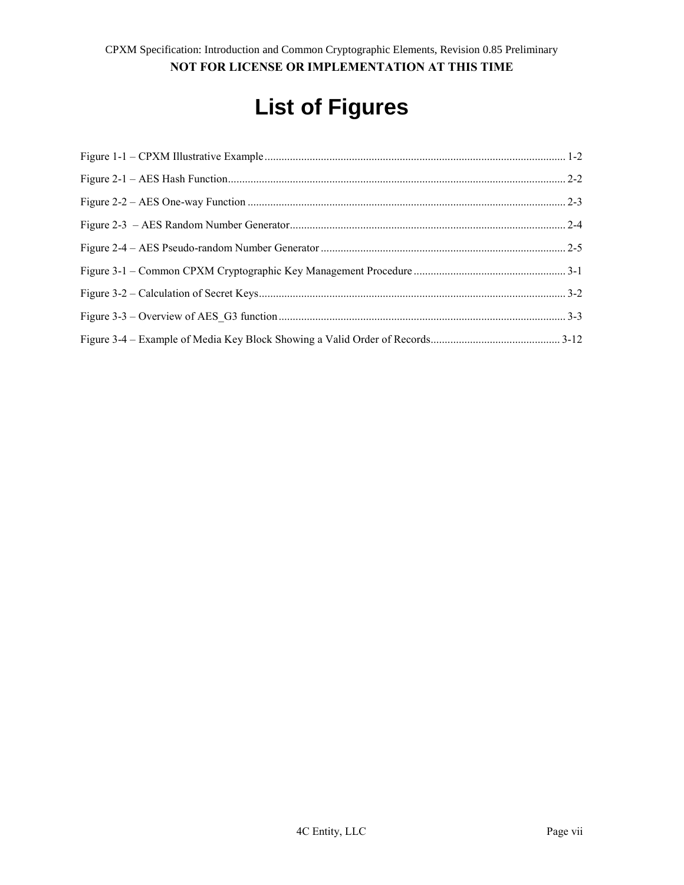# List of Figures

Figure 1-1 – CPXM Illustrative Example ........................................................................................................... 1-2

Figure 2-1 – AES Hash Function......................................................................................................................... 2-2

Figure 2-2 – AES One-way Function .................................................................................................................. 2-3

Figure 2-3 – AES Random Number Generator................................................................................................... 2-4

Figure 2-4 – AES Pseudo-random Number Generator ....................................................................................... 2-5

Figure 3-1 – Common CPXM Cryptographic Key Management Procedure ...................................................... 3-1

Figure 3-2 – Calculation of Secret Keys.............................................................................................................. 3-2

Figure 3-3 – Overview of AES_G3 function ...................................................................................................... 3-3

Figure 3-4 – Example of Media Key Block Showing a Valid Order of Records.............................................. 3-12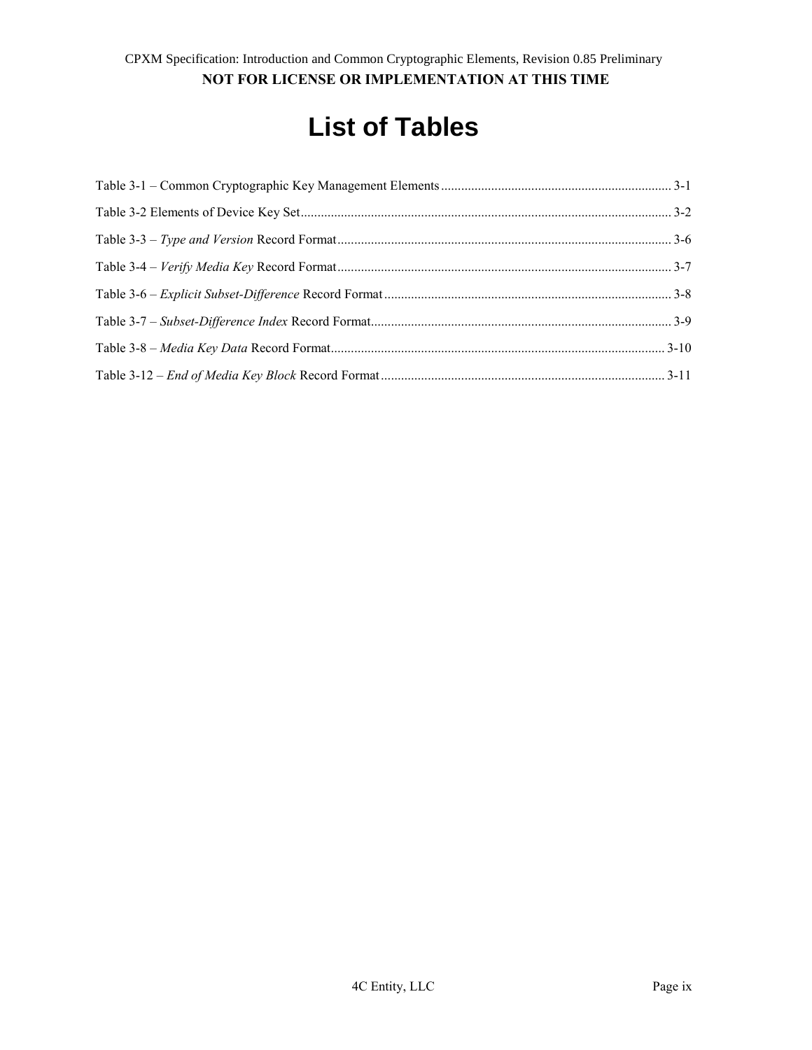# List of Tables

Table 3-1 – Common Cryptographic Key Management Elements .................................................................... 3-1

Table 3-2 Elements of Device Key Set ............................................................................................................. 3-2

Table 3-3 – *Type and Version* Record Format ................................................................................................... 3-6

Table 3-4 – *Verify Media Key* Record Format ................................................................................................... 3-7

Table 3-6 – *Explicit Subset-Difference* Record Format ..................................................................................... 3-8

Table 3-7 – *Subset-Difference Index* Record Format ......................................................................................... 3-9

Table 3-8 – *Media Key Data* Record Format ................................................................................................... 3-10

Table 3-12 – *End of Media Key Block* Record Format ..................................................................................... 3-11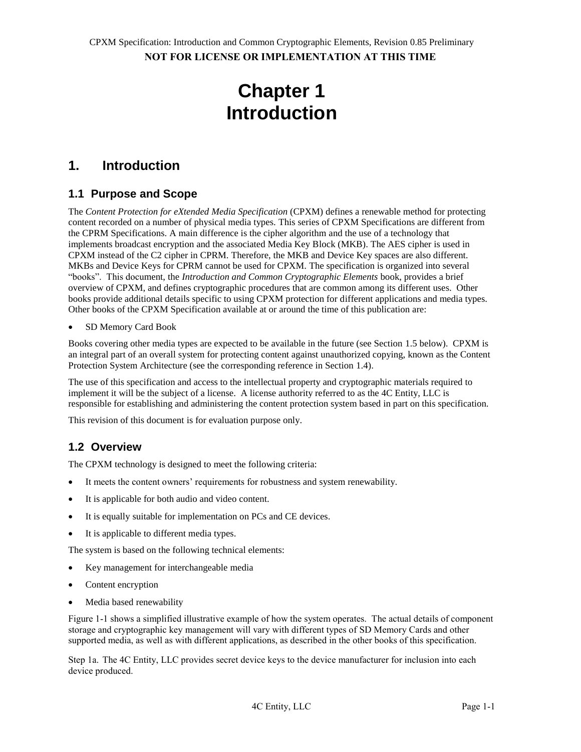# Chapter 1
# Introduction

## 1. Introduction

### 1.1 Purpose and Scope

The *Content Protection for eXtended Media Specification* (CPXM) defines a renewable method for protecting content recorded on a number of physical media types. This series of CPXM Specifications are different from the CPRM Specifications. A main difference is the cipher algorithm and the use of a technology that implements broadcast encryption and the associated Media Key Block (MKB). The AES cipher is used in CPXM instead of the C2 cipher in CPRM. Therefore, the MKB and Device Key spaces are also different. MKBs and Device Keys for CPRM cannot be used for CPXM. The specification is organized into several "books". This document, the *Introduction and Common Cryptographic Elements* book, provides a brief overview of CPXM, and defines cryptographic procedures that are common among its different uses. Other books provide additional details specific to using CPXM protection for different applications and media types. Other books of the CPXM Specification available at or around the time of this publication are:

- SD Memory Card Book

Books covering other media types are expected to be available in the future (see Section 1.5 below). CPXM is an integral part of an overall system for protecting content against unauthorized copying, known as the Content Protection System Architecture (see the corresponding reference in Section 1.4).

The use of this specification and access to the intellectual property and cryptographic materials required to implement it will be the subject of a license. A license authority referred to as the 4C Entity, LLC is responsible for establishing and administering the content protection system based in part on this specification.

This revision of this document is for evaluation purpose only.

### 1.2 Overview

The CPXM technology is designed to meet the following criteria:

- It meets the content owners' requirements for robustness and system renewability.
- It is applicable for both audio and video content.
- It is equally suitable for implementation on PCs and CE devices.
- It is applicable to different media types.

The system is based on the following technical elements:

- Key management for interchangeable media
- Content encryption
- Media based renewability

Figure 1-1 shows a simplified illustrative example of how the system operates. The actual details of component storage and cryptographic key management will vary with different types of SD Memory Cards and other supported media, as well as with different applications, as described in the other books of this specification.

Step 1a. The 4C Entity, LLC provides secret device keys to the device manufacturer for inclusion into each device produced.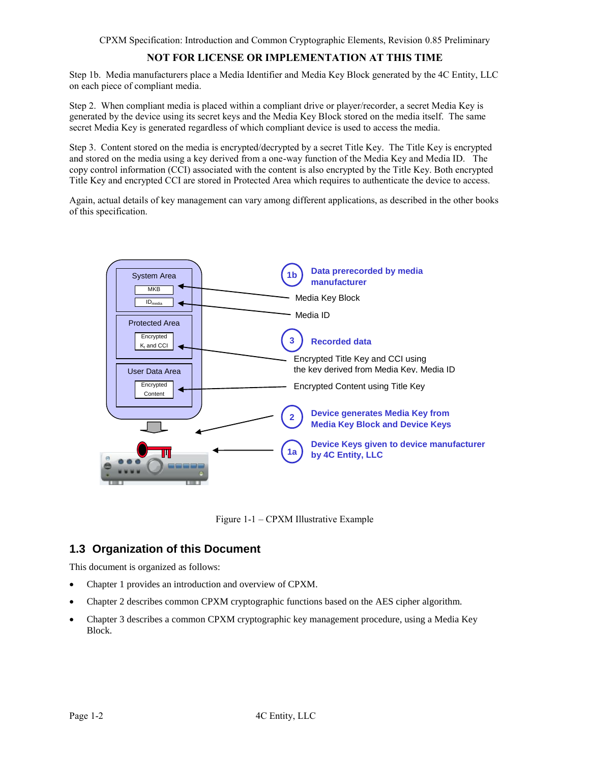**NOT FOR LICENSE OR IMPLEMENTATION AT THIS TIME**

Step 1b. Media manufacturers place a Media Identifier and Media Key Block generated by the 4C Entity, LLC on each piece of compliant media.

Step 2. When compliant media is placed within a compliant drive or player/recorder, a secret Media Key is generated by the device using its secret keys and the Media Key Block stored on the media itself. The same secret Media Key is generated regardless of which compliant device is used to access the media.

Step 3. Content stored on the media is encrypted/decrypted by a secret Title Key. The Title Key is encrypted and stored on the media using a key derived from a one-way function of the Media Key and Media ID. The copy control information (CCI) associated with the content is also encrypted by the Title Key. Both encrypted Title Key and encrypted CCI are stored in Protected Area which requires to authenticate the device to access.

Again, actual details of key management can vary among different applications, as described in the other books of this specification.

System Area: MKB, $ID_{media}$

Protected Area: Encrypted $K_t$ and CCI

User Data Area: Encrypted Content

1b Data prerecorded by media manufacturer
- Media Key Block
- Media ID

3 Recorded data
- Encrypted Title Key and CCI using the key derived from Media Key, Media ID
- Encrypted Content using Title Key

2 Device generates Media Key from Media Key Block and Device Keys

1a Device Keys given to device manufacturer by 4C Entity, LLC

Figure 1-1 – CPXM Illustrative Example

## 1.3 Organization of this Document

This document is organized as follows:

- Chapter 1 provides an introduction and overview of CPXM.
- Chapter 2 describes common CPXM cryptographic functions based on the AES cipher algorithm.
- Chapter 3 describes a common CPXM cryptographic key management procedure, using a Media Key Block.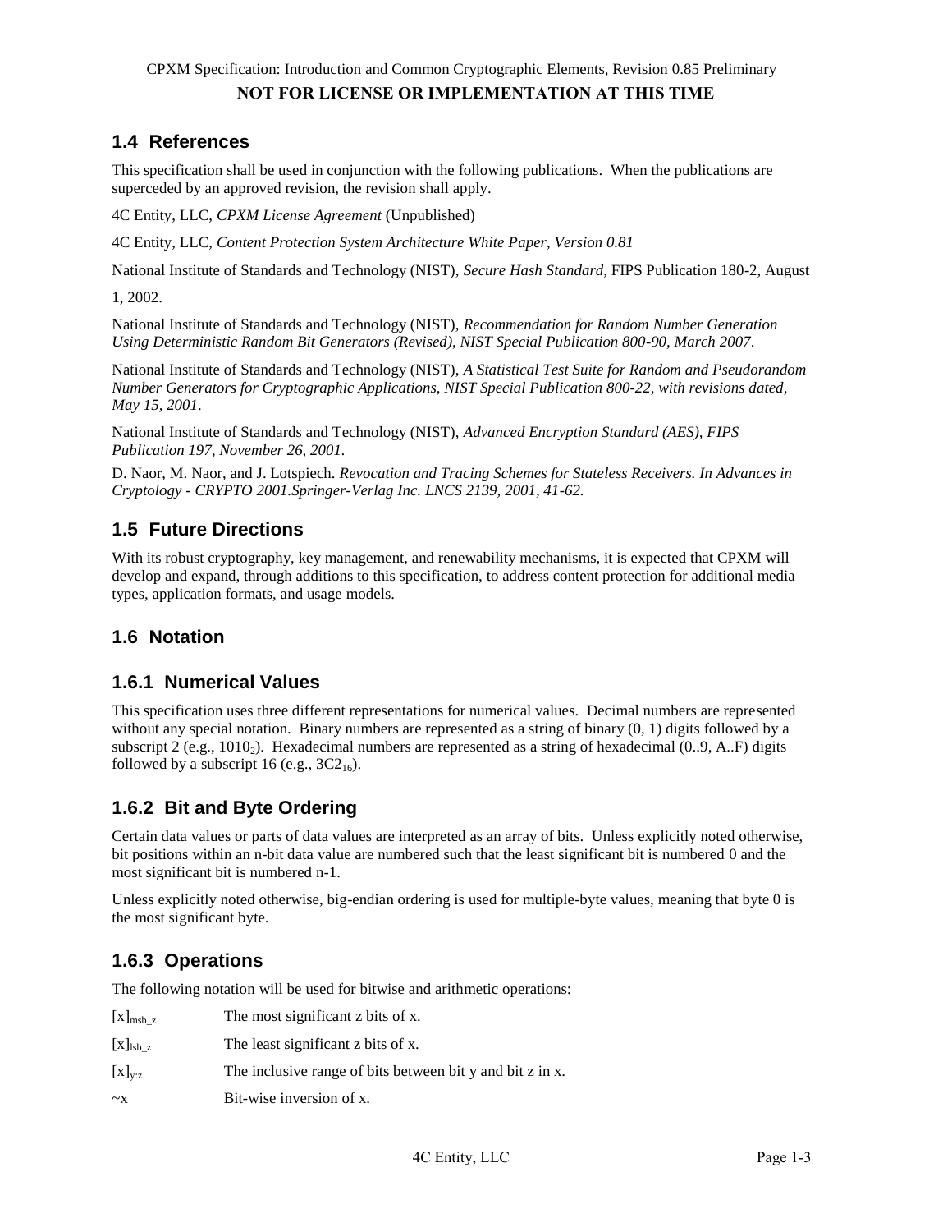## 1.4 References

This specification shall be used in conjunction with the following publications. When the publications are superceded by an approved revision, the revision shall apply.

4C Entity, LLC, *CPXM License Agreement* (Unpublished)

4C Entity, LLC, *Content Protection System Architecture White Paper, Version 0.81*

National Institute of Standards and Technology (NIST), *Secure Hash Standard*, FIPS Publication 180-2, August 1, 2002.

National Institute of Standards and Technology (NIST), *Recommendation for Random Number Generation Using Deterministic Random Bit Generators (Revised), NIST Special Publication 800-90, March 2007.*

National Institute of Standards and Technology (NIST), *A Statistical Test Suite for Random and Pseudorandom Number Generators for Cryptographic Applications, NIST Special Publication 800-22, with revisions dated, May 15, 2001.*

National Institute of Standards and Technology (NIST), *Advanced Encryption Standard (AES), FIPS Publication 197, November 26, 2001.*

D. Naor, M. Naor, and J. Lotspiech. *Revocation and Tracing Schemes for Stateless Receivers. In Advances in Cryptology - CRYPTO 2001.Springer-Verlag Inc. LNCS 2139, 2001, 41-62.*

## 1.5 Future Directions

With its robust cryptography, key management, and renewability mechanisms, it is expected that CPXM will develop and expand, through additions to this specification, to address content protection for additional media types, application formats, and usage models.

## 1.6 Notation

### 1.6.1 Numerical Values

This specification uses three different representations for numerical values. Decimal numbers are represented without any special notation. Binary numbers are represented as a string of binary (0, 1) digits followed by a subscript 2 (e.g., $1010_2$). Hexadecimal numbers are represented as a string of hexadecimal (0..9, A..F) digits followed by a subscript 16 (e.g., $3C2_{16}$).

### 1.6.2 Bit and Byte Ordering

Certain data values or parts of data values are interpreted as an array of bits. Unless explicitly noted otherwise, bit positions within an n-bit data value are numbered such that the least significant bit is numbered 0 and the most significant bit is numbered n-1.

Unless explicitly noted otherwise, big-endian ordering is used for multiple-byte values, meaning that byte 0 is the most significant byte.

### 1.6.3 Operations

The following notation will be used for bitwise and arithmetic operations:

| | |
|---|---|
| $[x]_{msb\_z}$ | The most significant z bits of x. |
| $[x]_{lsb\_z}$ | The least significant z bits of x. |
| $[x]_{y:z}$ | The inclusive range of bits between bit y and bit z in x. |
| $\sim x$ | Bit-wise inversion of x. |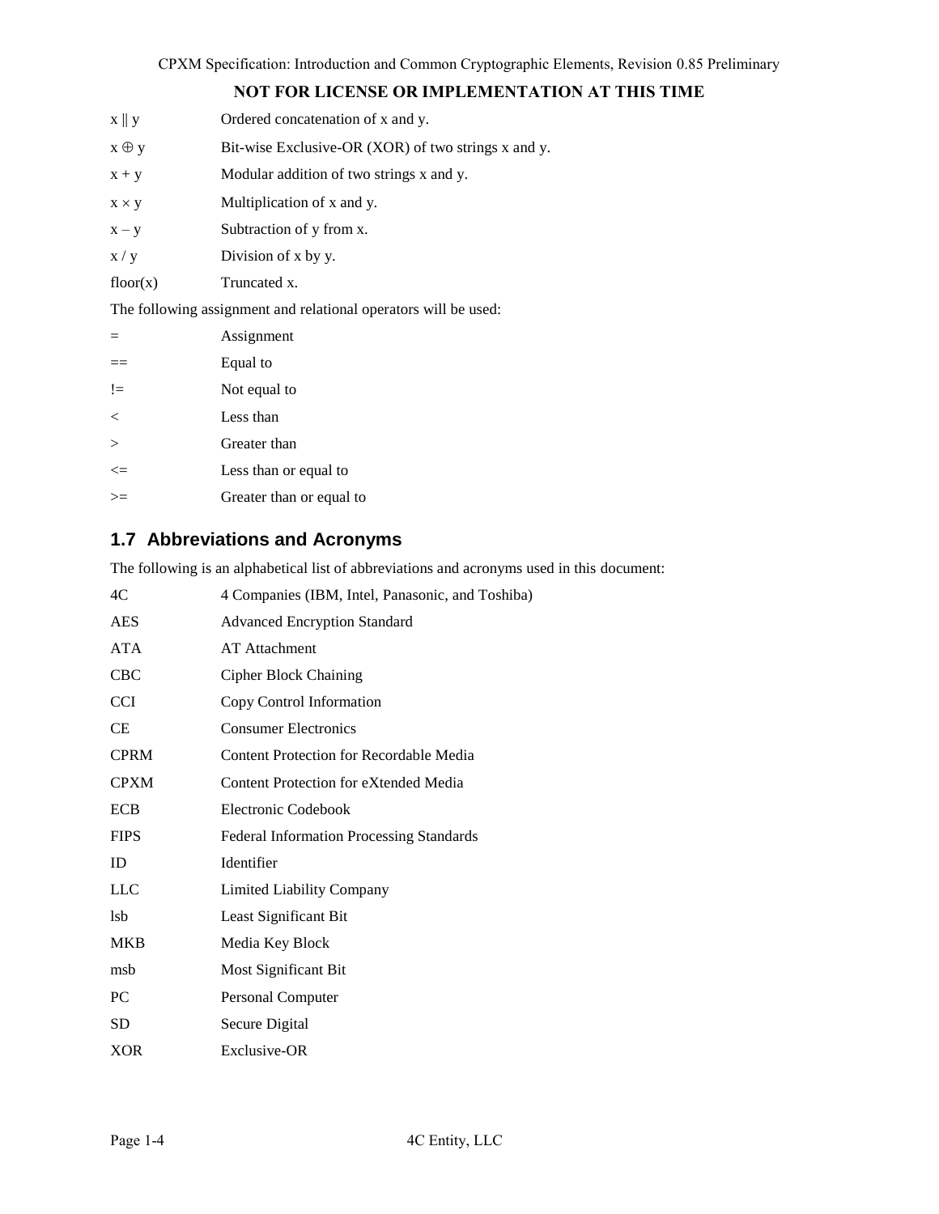**NOT FOR LICENSE OR IMPLEMENTATION AT THIS TIME**

| | |
|---|---|
| $x \| y$ | Ordered concatenation of x and y. |
| $x \oplus y$ | Bit-wise Exclusive-OR (XOR) of two strings x and y. |
| $x + y$ | Modular addition of two strings x and y. |
| $x \times y$ | Multiplication of x and y. |
| $x - y$ | Subtraction of y from x. |
| $x / y$ | Division of x by y. |
| floor(x) | Truncated x. |

The following assignment and relational operators will be used:

| | |
|---|---|
| = | Assignment |
| == | Equal to |
| != | Not equal to |
| < | Less than |
| > | Greater than |
| <= | Less than or equal to |
| >= | Greater than or equal to |

## 1.7 Abbreviations and Acronyms

The following is an alphabetical list of abbreviations and acronyms used in this document:

| | |
|---|---|
| 4C | 4 Companies (IBM, Intel, Panasonic, and Toshiba) |
| AES | Advanced Encryption Standard |
| ATA | AT Attachment |
| CBC | Cipher Block Chaining |
| CCI | Copy Control Information |
| CE | Consumer Electronics |
| CPRM | Content Protection for Recordable Media |
| CPXM | Content Protection for eXtended Media |
| ECB | Electronic Codebook |
| FIPS | Federal Information Processing Standards |
| ID | Identifier |
| LLC | Limited Liability Company |
| lsb | Least Significant Bit |
| MKB | Media Key Block |
| msb | Most Significant Bit |
| PC | Personal Computer |
| SD | Secure Digital |
| XOR | Exclusive-OR |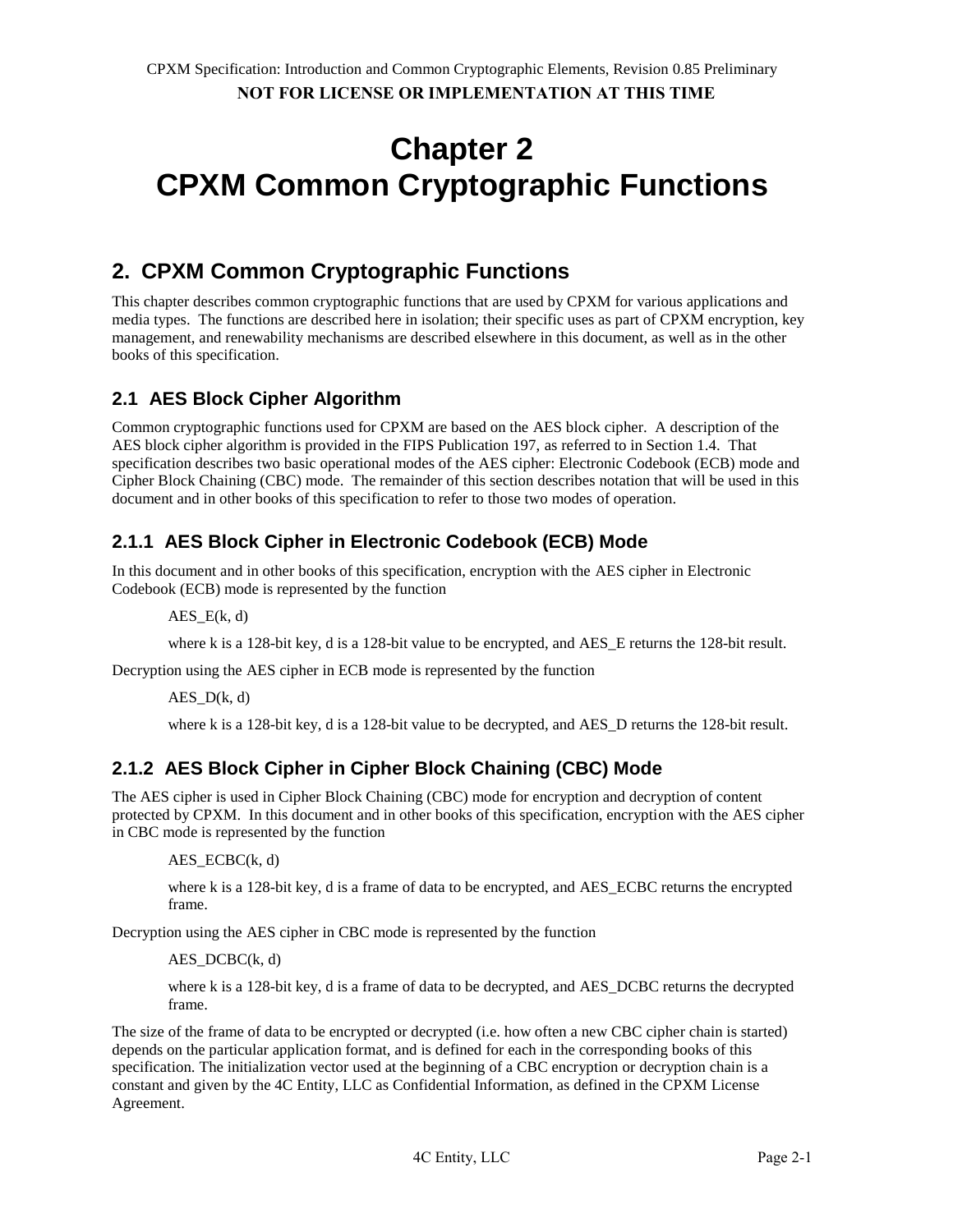# Chapter 2
# CPXM Common Cryptographic Functions

## 2. CPXM Common Cryptographic Functions

This chapter describes common cryptographic functions that are used by CPXM for various applications and media types. The functions are described here in isolation; their specific uses as part of CPXM encryption, key management, and renewability mechanisms are described elsewhere in this document, as well as in the other books of this specification.

### 2.1 AES Block Cipher Algorithm

Common cryptographic functions used for CPXM are based on the AES block cipher. A description of the AES block cipher algorithm is provided in the FIPS Publication 197, as referred to in Section 1.4. That specification describes two basic operational modes of the AES cipher: Electronic Codebook (ECB) mode and Cipher Block Chaining (CBC) mode. The remainder of this section describes notation that will be used in this document and in other books of this specification to refer to those two modes of operation.

#### 2.1.1 AES Block Cipher in Electronic Codebook (ECB) Mode

In this document and in other books of this specification, encryption with the AES cipher in Electronic Codebook (ECB) mode is represented by the function

> AES_E(k, d)
>
> where k is a 128-bit key, d is a 128-bit value to be encrypted, and AES_E returns the 128-bit result.

Decryption using the AES cipher in ECB mode is represented by the function

> AES_D(k, d)
>
> where k is a 128-bit key, d is a 128-bit value to be decrypted, and AES_D returns the 128-bit result.

#### 2.1.2 AES Block Cipher in Cipher Block Chaining (CBC) Mode

The AES cipher is used in Cipher Block Chaining (CBC) mode for encryption and decryption of content protected by CPXM. In this document and in other books of this specification, encryption with the AES cipher in CBC mode is represented by the function

> AES_ECBC(k, d)
>
> where k is a 128-bit key, d is a frame of data to be encrypted, and AES_ECBC returns the encrypted frame.

Decryption using the AES cipher in CBC mode is represented by the function

> AES_DCBC(k, d)
>
> where k is a 128-bit key, d is a frame of data to be decrypted, and AES_DCBC returns the decrypted frame.

The size of the frame of data to be encrypted or decrypted (i.e. how often a new CBC cipher chain is started) depends on the particular application format, and is defined for each in the corresponding books of this specification. The initialization vector used at the beginning of a CBC encryption or decryption chain is a constant and given by the 4C Entity, LLC as Confidential Information, as defined in the CPXM License Agreement.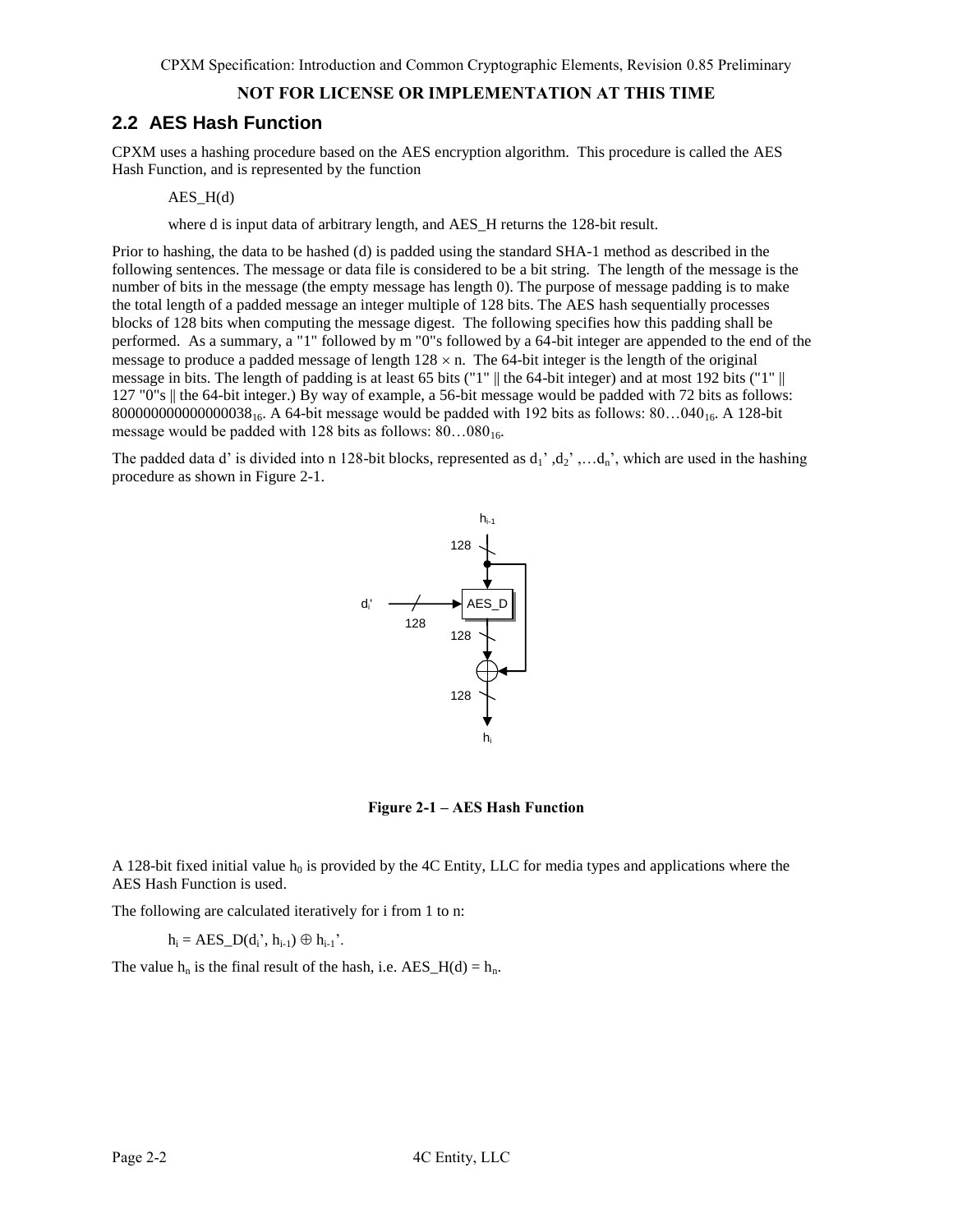## 2.2 AES Hash Function

CPXM uses a hashing procedure based on the AES encryption algorithm. This procedure is called the AES Hash Function, and is represented by the function

AES_H(d)

where d is input data of arbitrary length, and AES_H returns the 128-bit result.

Prior to hashing, the data to be hashed (d) is padded using the standard SHA-1 method as described in the following sentences. The message or data file is considered to be a bit string. The length of the message is the number of bits in the message (the empty message has length 0). The purpose of message padding is to make the total length of a padded message an integer multiple of 128 bits. The AES hash sequentially processes blocks of 128 bits when computing the message digest. The following specifies how this padding shall be performed. As a summary, a "1" followed by m "0"s followed by a 64-bit integer are appended to the end of the message to produce a padded message of length $128 \times n$. The 64-bit integer is the length of the original message in bits. The length of padding is at least 65 bits ("1" || the 64-bit integer) and at most 192 bits ("1" || 127 "0"s || the 64-bit integer.) By way of example, a 56-bit message would be padded with 72 bits as follows: $800000000000000038_{16}$. A 64-bit message would be padded with 192 bits as follows: $80…040_{16}$. A 128-bit message would be padded with 128 bits as follows: $80…080_{16}$.

The padded data d' is divided into n 128-bit blocks, represented as $d_1'$ ,$d_2'$ ,…$d_n'$, which are used in the hashing procedure as shown in Figure 2-1.

**Figure 2-1 – AES Hash Function**

A 128-bit fixed initial value $h_0$ is provided by the 4C Entity, LLC for media types and applications where the AES Hash Function is used.

The following are calculated iteratively for i from 1 to n:

$$h_i = AES\_D(d_i', h_{i-1}) \oplus h_{i-1}'.$$

The value $h_n$ is the final result of the hash, i.e. AES_H(d) = $h_n$.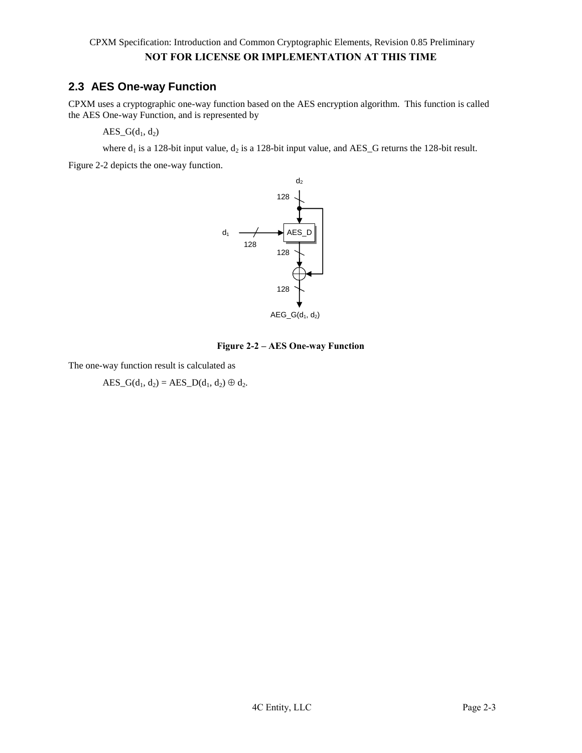## 2.3 AES One-way Function

CPXM uses a cryptographic one-way function based on the AES encryption algorithm. This function is called the AES One-way Function, and is represented by

AES_G($d_1$, $d_2$)

where $d_1$ is a 128-bit input value, $d_2$ is a 128-bit input value, and AES_G returns the 128-bit result.

Figure 2-2 depicts the one-way function.

**Figure 2-2 – AES One-way Function**

The one-way function result is calculated as

AES_G($d_1$, $d_2$) = AES_D($d_1$, $d_2$) $\oplus$ $d_2$.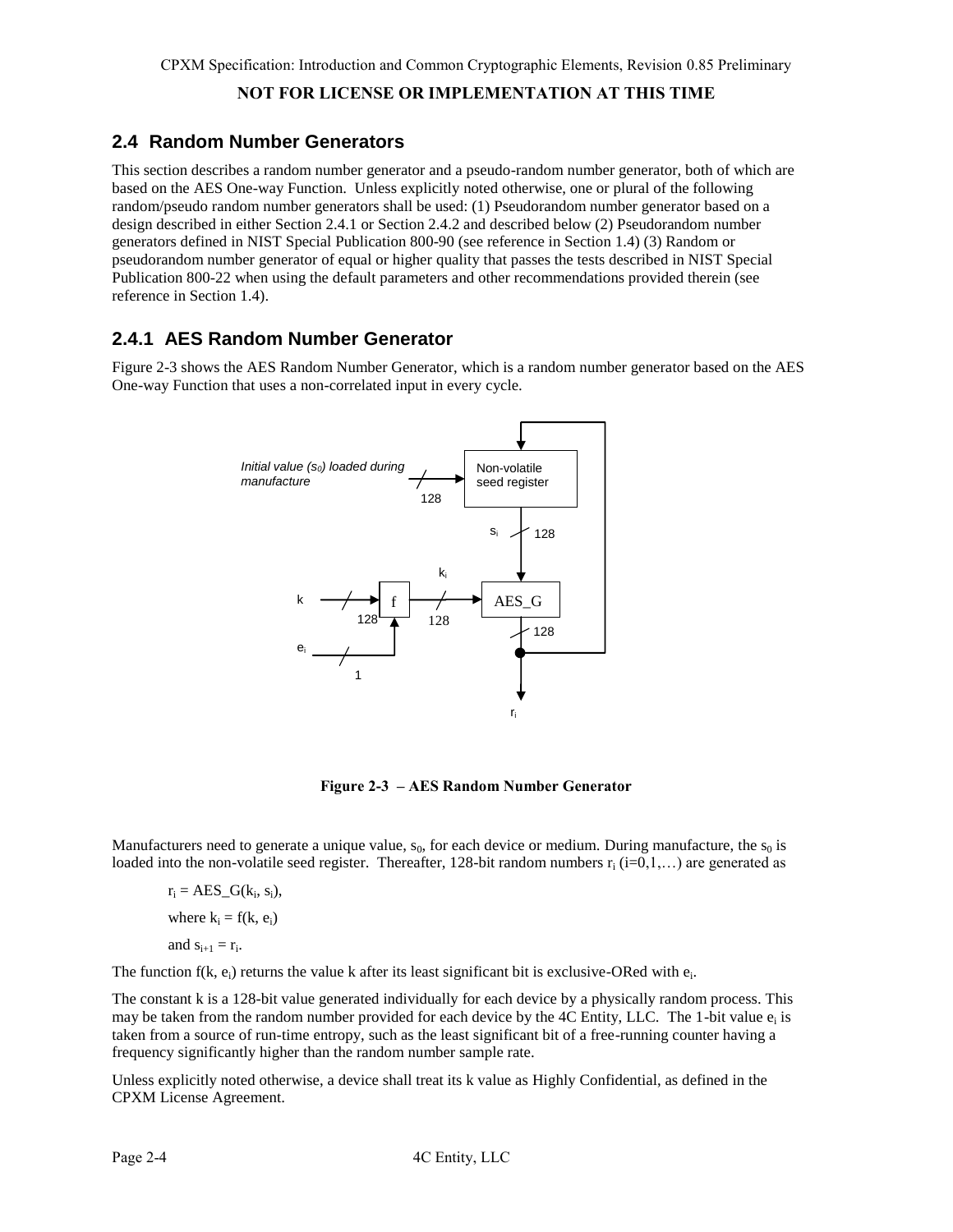## 2.4 Random Number Generators

This section describes a random number generator and a pseudo-random number generator, both of which are based on the AES One-way Function. Unless explicitly noted otherwise, one or plural of the following random/pseudo random number generators shall be used: (1) Pseudorandom number generator based on a design described in either Section 2.4.1 or Section 2.4.2 and described below (2) Pseudorandom number generators defined in NIST Special Publication 800-90 (see reference in Section 1.4) (3) Random or pseudorandom number generator of equal or higher quality that passes the tests described in NIST Special Publication 800-22 when using the default parameters and other recommendations provided therein (see reference in Section 1.4).

### 2.4.1 AES Random Number Generator

Figure 2-3 shows the AES Random Number Generator, which is a random number generator based on the AES One-way Function that uses a non-correlated input in every cycle.

**Figure 2-3 – AES Random Number Generator**

Manufacturers need to generate a unique value, $s_0$, for each device or medium. During manufacture, the $s_0$ is loaded into the non-volatile seed register. Thereafter, 128-bit random numbers $r_i$ (i=0,1,…) are generated as

$r_i$ = AES_G($k_i$, $s_i$),

where $k_i$ = f(k, $e_i$)

and $s_{i+1} = r_i$.

The function f(k, $e_i$) returns the value k after its least significant bit is exclusive-ORed with $e_i$.

The constant k is a 128-bit value generated individually for each device by a physically random process. This may be taken from the random number provided for each device by the 4C Entity, LLC. The 1-bit value $e_i$ is taken from a source of run-time entropy, such as the least significant bit of a free-running counter having a frequency significantly higher than the random number sample rate.

Unless explicitly noted otherwise, a device shall treat its k value as Highly Confidential, as defined in the CPXM License Agreement.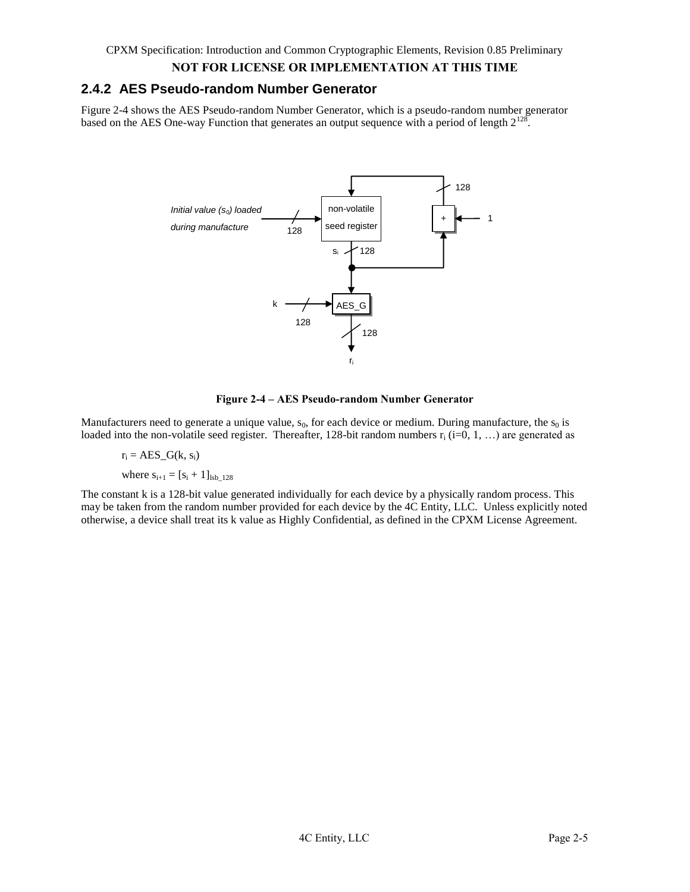### 2.4.2 AES Pseudo-random Number Generator

Figure 2-4 shows the AES Pseudo-random Number Generator, which is a pseudo-random number generator based on the AES One-way Function that generates an output sequence with a period of length $2^{128}$.

**Figure 2-4 – AES Pseudo-random Number Generator**

Manufacturers need to generate a unique value, $s_0$, for each device or medium. During manufacture, the $s_0$ is loaded into the non-volatile seed register. Thereafter, 128-bit random numbers $r_i$ (i=0, 1, …) are generated as

$r_i = \text{AES\_G}(k, s_i)$

where $s_{i+1} = [s_i + 1]_{lsb\_128}$

The constant k is a 128-bit value generated individually for each device by a physically random process. This may be taken from the random number provided for each device by the 4C Entity, LLC. Unless explicitly noted otherwise, a device shall treat its k value as Highly Confidential, as defined in the CPXM License Agreement.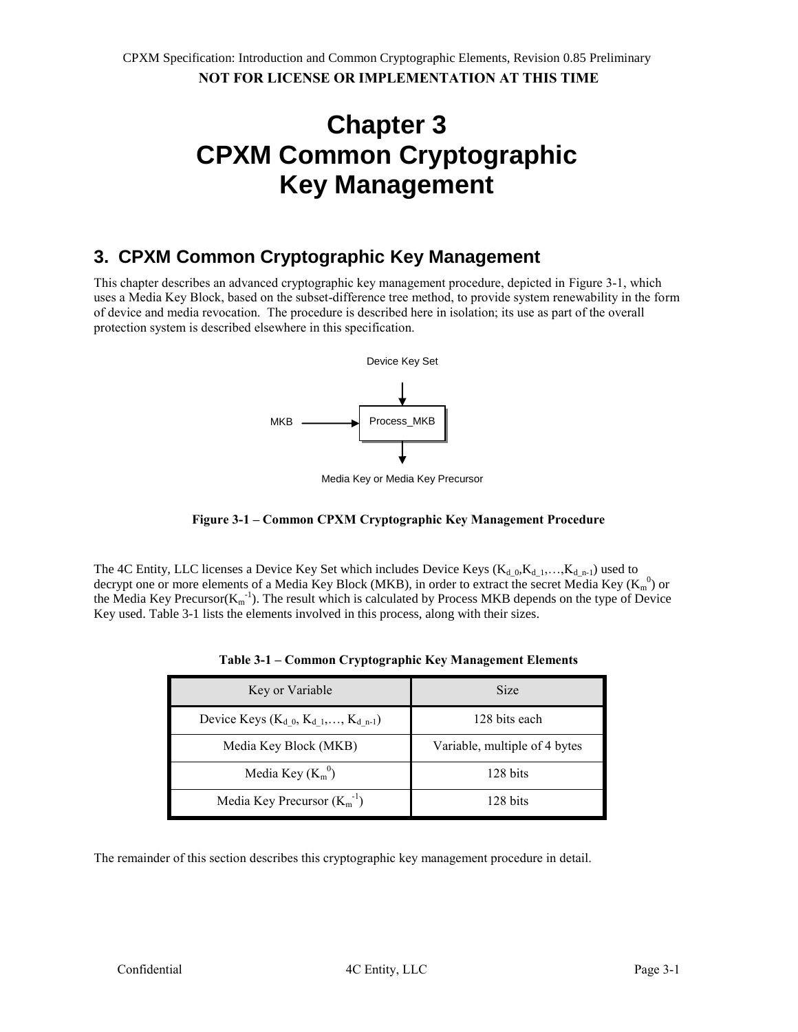# Chapter 3
# CPXM Common Cryptographic Key Management

## 3. CPXM Common Cryptographic Key Management

This chapter describes an advanced cryptographic key management procedure, depicted in Figure 3-1, which uses a Media Key Block, based on the subset-difference tree method, to provide system renewability in the form of device and media revocation. The procedure is described here in isolation; its use as part of the overall protection system is described elsewhere in this specification.

Device Key Set

MKB → Process_MKB

Media Key or Media Key Precursor

**Figure 3-1 – Common CPXM Cryptographic Key Management Procedure**

The 4C Entity, LLC licenses a Device Key Set which includes Device Keys ($K_{d\_0}$,$K_{d\_1}$,…,$K_{d\_n-1}$) used to decrypt one or more elements of a Media Key Block (MKB), in order to extract the secret Media Key ($K_m^0$) or the Media Key Precursor($K_m^{-1}$). The result which is calculated by Process MKB depends on the type of Device Key used. Table 3-1 lists the elements involved in this process, along with their sizes.

**Table 3-1 – Common Cryptographic Key Management Elements**

| Key or Variable | Size |
|---|---|
| Device Keys ($K_{d\_0}$, $K_{d\_1}$,…, $K_{d\_n-1}$) | 128 bits each |
| Media Key Block (MKB) | Variable, multiple of 4 bytes |
| Media Key ($K_m^0$) | 128 bits |
| Media Key Precursor ($K_m^{-1}$) | 128 bits |

The remainder of this section describes this cryptographic key management procedure in detail.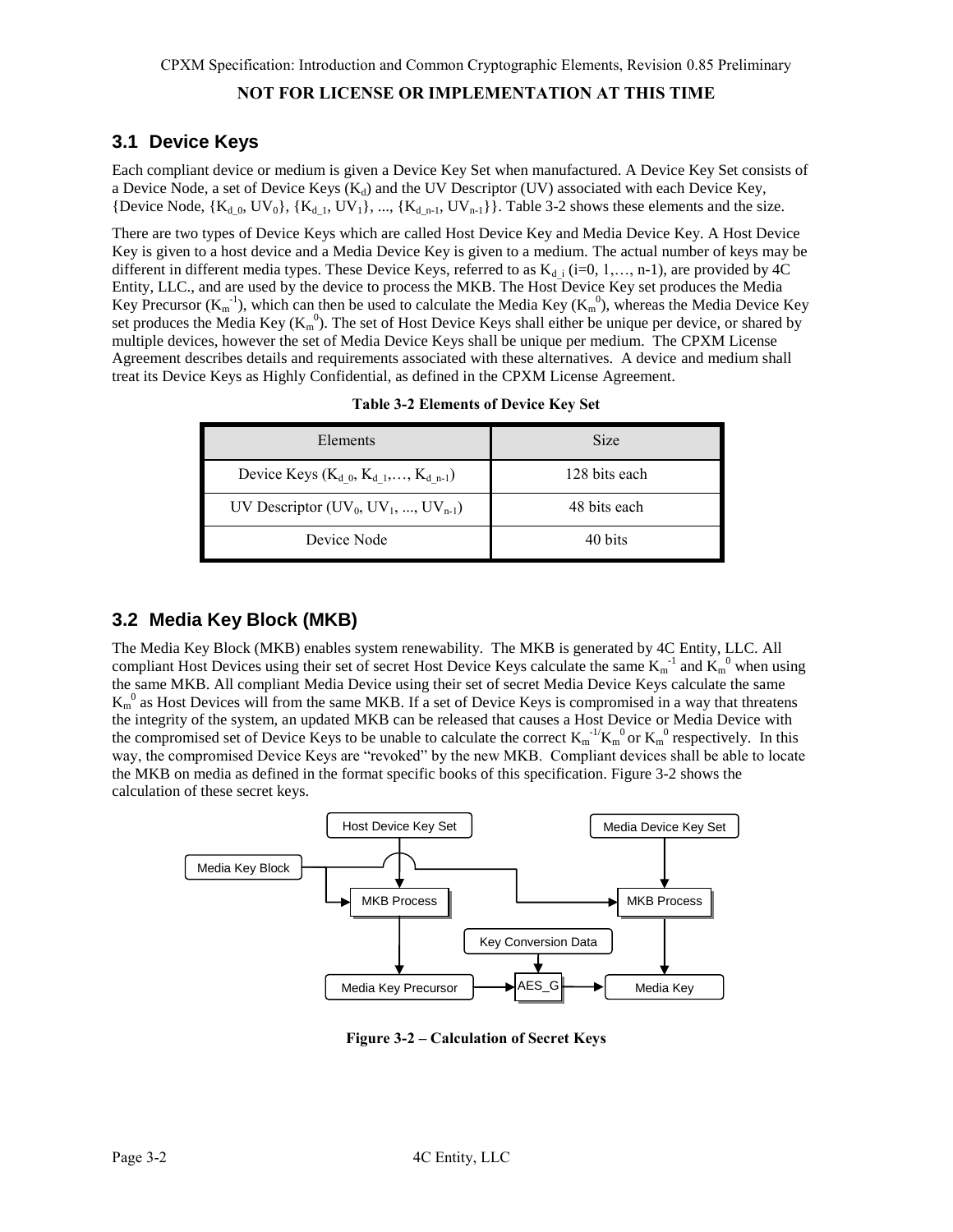## 3.1 Device Keys

Each compliant device or medium is given a Device Key Set when manufactured. A Device Key Set consists of a Device Node, a set of Device Keys ($K_d$) and the UV Descriptor (UV) associated with each Device Key, {Device Node, {$K_{d\_0}$, $UV_0$}, {$K_{d\_1}$, $UV_1$}, ..., {$K_{d\_n-1}$, $UV_{n-1}$}}. Table 3-2 shows these elements and the size.

There are two types of Device Keys which are called Host Device Key and Media Device Key. A Host Device Key is given to a host device and a Media Device Key is given to a medium. The actual number of keys may be different in different media types. These Device Keys, referred to as $K_{d\_i}$ (i=0, 1,…, n-1), are provided by 4C Entity, LLC., and are used by the device to process the MKB. The Host Device Key set produces the Media Key Precursor ($K_m^{-1}$), which can then be used to calculate the Media Key ($K_m^0$), whereas the Media Device Key set produces the Media Key ($K_m^0$). The set of Host Device Keys shall either be unique per device, or shared by multiple devices, however the set of Media Device Keys shall be unique per medium. The CPXM License Agreement describes details and requirements associated with these alternatives. A device and medium shall treat its Device Keys as Highly Confidential, as defined in the CPXM License Agreement.

**Table 3-2 Elements of Device Key Set**

| Elements | Size |
|---|---|
| Device Keys ($K_{d\_0}$, $K_{d\_1}$,…, $K_{d\_n-1}$) | 128 bits each |
| UV Descriptor ($UV_0$, $UV_1$, ..., $UV_{n-1}$) | 48 bits each |
| Device Node | 40 bits |

## 3.2 Media Key Block (MKB)

The Media Key Block (MKB) enables system renewability. The MKB is generated by 4C Entity, LLC. All compliant Host Devices using their set of secret Host Device Keys calculate the same $K_m^{-1}$ and $K_m^0$ when using the same MKB. All compliant Media Device using their set of secret Media Device Keys calculate the same $K_m^0$ as Host Devices will from the same MKB. If a set of Device Keys is compromised in a way that threatens the integrity of the system, an updated MKB can be released that causes a Host Device or Media Device with the compromised set of Device Keys to be unable to calculate the correct $K_m^{-1/}K_m^0$ or $K_m^0$ respectively. In this way, the compromised Device Keys are "revoked" by the new MKB. Compliant devices shall be able to locate the MKB on media as defined in the format specific books of this specification. Figure 3-2 shows the calculation of these secret keys.

Host Device Key Set | Media Device Key Set | Media Key Block | MKB Process | MKB Process | Key Conversion Data | Media Key Precursor | AES_G | Media Key

**Figure 3-2 – Calculation of Secret Keys**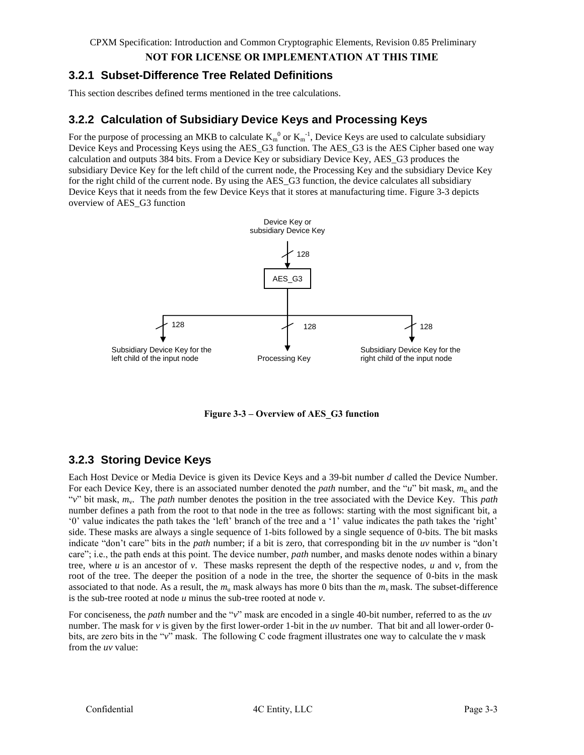### 3.2.1 Subset-Difference Tree Related Definitions

This section describes defined terms mentioned in the tree calculations.

### 3.2.2 Calculation of Subsidiary Device Keys and Processing Keys

For the purpose of processing an MKB to calculate $K_m^0$ or $K_m^{-1}$, Device Keys are used to calculate subsidiary Device Keys and Processing Keys using the AES_G3 function. The AES_G3 is the AES Cipher based one way calculation and outputs 384 bits. From a Device Key or subsidiary Device Key, AES_G3 produces the subsidiary Device Key for the left child of the current node, the Processing Key and the subsidiary Device Key for the right child of the current node. By using the AES_G3 function, the device calculates all subsidiary Device Keys that it needs from the few Device Keys that it stores at manufacturing time. Figure 3-3 depicts overview of AES_G3 function

**Figure 3-3 – Overview of AES_G3 function**

### 3.2.3 Storing Device Keys

Each Host Device or Media Device is given its Device Keys and a 39-bit number *d* called the Device Number. For each Device Key, there is an associated number denoted the *path* number, and the "*u*" bit mask, $m_u$, and the "*v*" bit mask, $m_v$. The *path* number denotes the position in the tree associated with the Device Key. This *path* number defines a path from the root to that node in the tree as follows: starting with the most significant bit, a '0' value indicates the path takes the 'left' branch of the tree and a '1' value indicates the path takes the 'right' side. These masks are always a single sequence of 1-bits followed by a single sequence of 0-bits. The bit masks indicate "don't care" bits in the *path* number; if a bit is zero, that corresponding bit in the *uv* number is "don't care"; i.e., the path ends at this point. The device number, *path* number, and masks denote nodes within a binary tree, where *u* is an ancestor of *v*. These masks represent the depth of the respective nodes, *u* and *v*, from the root of the tree. The deeper the position of a node in the tree, the shorter the sequence of 0-bits in the mask associated to that node. As a result, the $m_u$ mask always has more 0 bits than the $m_v$ mask. The subset-difference is the sub-tree rooted at node *u* minus the sub-tree rooted at node *v*.

For conciseness, the *path* number and the "*v*" mask are encoded in a single 40-bit number, referred to as the *uv* number. The mask for *v* is given by the first lower-order 1-bit in the *uv* number. That bit and all lower-order 0-bits, are zero bits in the "*v*" mask. The following C code fragment illustrates one way to calculate the *v* mask from the *uv* value: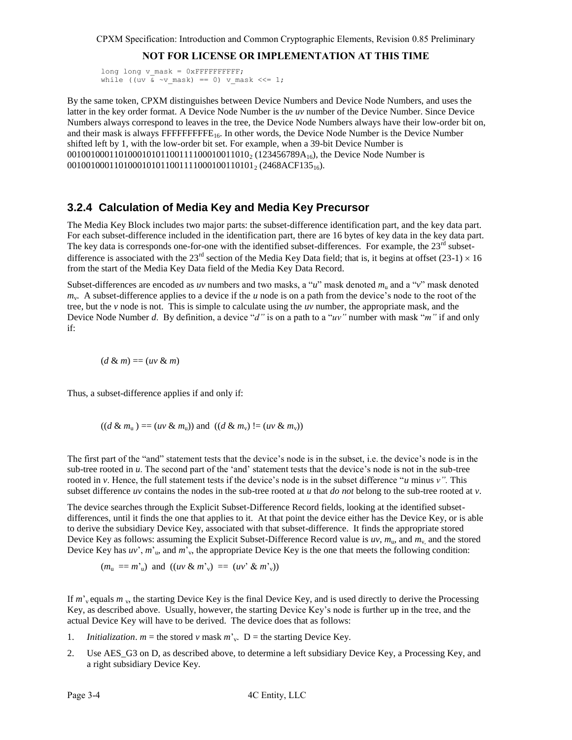```
long long v_mask = 0xFFFFFFFFFF;
while ((uv & ~v_mask) == 0) v_mask <<= 1;
```

By the same token, CPXM distinguishes between Device Numbers and Device Node Numbers, and uses the latter in the key order format. A Device Node Number is the *uv* number of the Device Number. Since Device Numbers always correspond to leaves in the tree, the Device Node Numbers always have their low-order bit on, and their mask is always $FFFFFFFFFE_{16}$. In other words, the Device Node Number is the Device Number shifted left by 1, with the low-order bit set. For example, when a 39-bit Device Number is $001001000110100010101100111100010011010_2$ ($123456789A_{16}$), the Device Node Number is $0010010001101000101011001111000100110101_2$ ($2468ACF135_{16}$).

### 3.2.4 Calculation of Media Key and Media Key Precursor

The Media Key Block includes two major parts: the subset-difference identification part, and the key data part. For each subset-difference included in the identification part, there are 16 bytes of key data in the key data part. The key data is corresponds one-for-one with the identified subset-differences. For example, the 23rd subset-difference is associated with the 23rd section of the Media Key Data field; that is, it begins at offset $(23\text{-}1) \times 16$ from the start of the Media Key Data field of the Media Key Data Record.

Subset-differences are encoded as *uv* numbers and two masks, a "*u*" mask denoted $m_u$ and a "*v*" mask denoted $m_v$. A subset-difference applies to a device if the *u* node is on a path from the device's node to the root of the tree, but the *v* node is not. This is simple to calculate using the *uv* number, the appropriate mask, and the Device Node Number *d*. By definition, a device "*d"* is on a path to a "*uv"* number with mask "*m"* if and only if:

$$(d \;\&\; m) == (uv \;\&\; m)$$

Thus, a subset-difference applies if and only if:

$$((d \;\&\; m_u) == (uv \;\&\; m_u)) \text{ and } ((d \;\&\; m_v) \;!= (uv \;\&\; m_v))$$

The first part of the "and" statement tests that the device's node is in the subset, i.e. the device's node is in the sub-tree rooted in *u*. The second part of the 'and' statement tests that the device's node is not in the sub-tree rooted in *v*. Hence, the full statement tests if the device's node is in the subset difference "*u* minus *v".* This subset difference *uv* contains the nodes in the sub-tree rooted at *u* that *do not* belong to the sub-tree rooted at *v*.

The device searches through the Explicit Subset-Difference Record fields, looking at the identified subset-differences, until it finds the one that applies to it. At that point the device either has the Device Key, or is able to derive the subsidiary Device Key, associated with that subset-difference. It finds the appropriate stored Device Key as follows: assuming the Explicit Subset-Difference Record value is *uv*, $m_u$, and $m_v$, and the stored Device Key has *uv*', $m'_u$, and $m'_v$, the appropriate Device Key is the one that meets the following condition:

$$(m_u == m'_u) \text{ and } ((uv \;\&\; m'_v) == (uv' \;\&\; m'_v))$$

If $m'_v$ equals $m_v$, the starting Device Key is the final Device Key, and is used directly to derive the Processing Key, as described above. Usually, however, the starting Device Key's node is further up in the tree, and the actual Device Key will have to be derived. The device does that as follows:

1. *Initialization*. $m$ = the stored *v* mask $m'_v$. D = the starting Device Key.
2. Use AES_G3 on D, as described above, to determine a left subsidiary Device Key, a Processing Key, and a right subsidiary Device Key.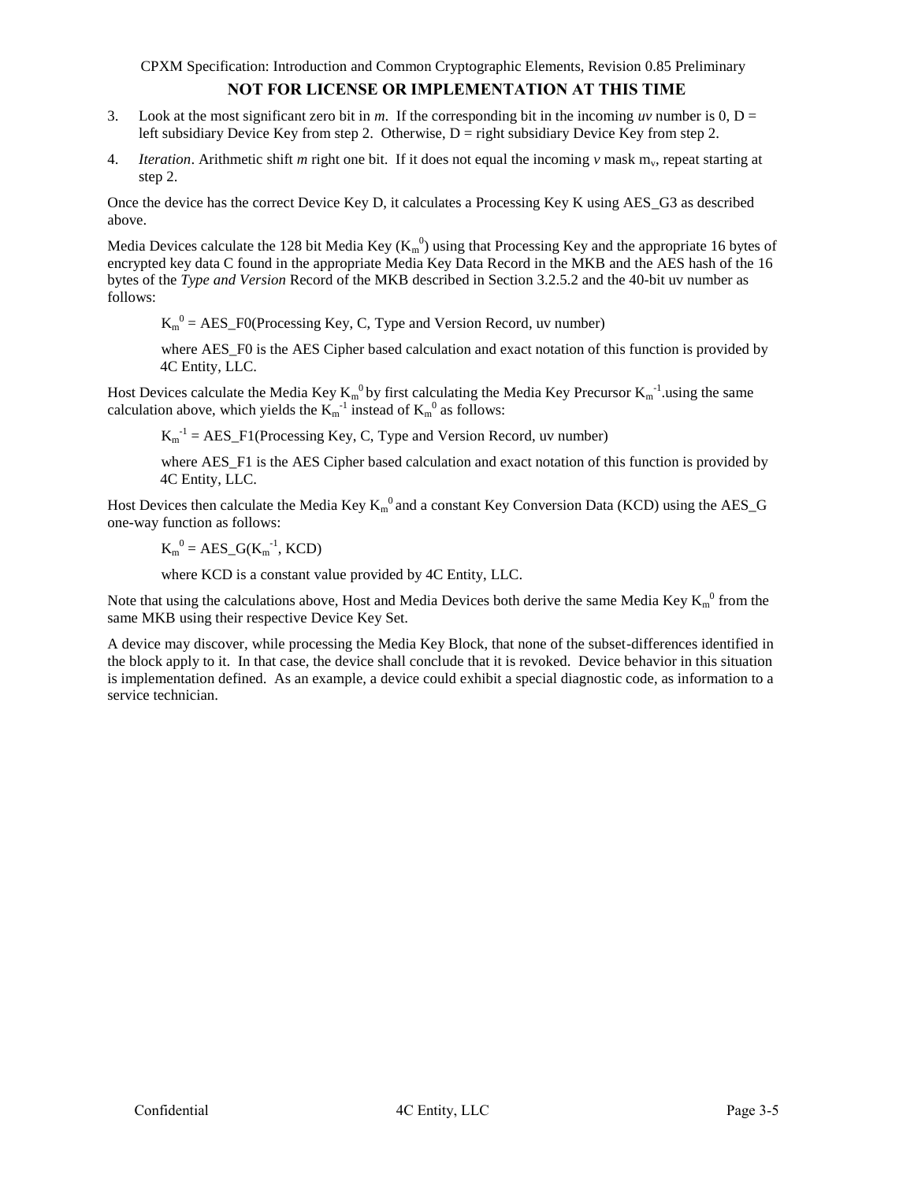3. Look at the most significant zero bit in *m*. If the corresponding bit in the incoming *uv* number is 0, D = left subsidiary Device Key from step 2. Otherwise, D = right subsidiary Device Key from step 2.

4. *Iteration*. Arithmetic shift *m* right one bit. If it does not equal the incoming *v* mask $m_v$, repeat starting at step 2.

Once the device has the correct Device Key D, it calculates a Processing Key K using AES_G3 as described above.

Media Devices calculate the 128 bit Media Key ($K_m^0$) using that Processing Key and the appropriate 16 bytes of encrypted key data C found in the appropriate Media Key Data Record in the MKB and the AES hash of the 16 bytes of the *Type and Version* Record of the MKB described in Section 3.2.5.2 and the 40-bit uv number as follows:

> $K_m^0$ = AES_F0(Processing Key, C, Type and Version Record, uv number)
>
> where AES_F0 is the AES Cipher based calculation and exact notation of this function is provided by 4C Entity, LLC.

Host Devices calculate the Media Key $K_m^0$ by first calculating the Media Key Precursor $K_m^{-1}$.using the same calculation above, which yields the $K_m^{-1}$ instead of $K_m^0$ as follows:

> $K_m^{-1}$ = AES_F1(Processing Key, C, Type and Version Record, uv number)
>
> where AES_F1 is the AES Cipher based calculation and exact notation of this function is provided by 4C Entity, LLC.

Host Devices then calculate the Media Key $K_m^0$ and a constant Key Conversion Data (KCD) using the AES_G one-way function as follows:

> $K_m^0$ = AES_G($K_m^{-1}$, KCD)
>
> where KCD is a constant value provided by 4C Entity, LLC.

Note that using the calculations above, Host and Media Devices both derive the same Media Key $K_m^0$ from the same MKB using their respective Device Key Set.

A device may discover, while processing the Media Key Block, that none of the subset-differences identified in the block apply to it. In that case, the device shall conclude that it is revoked. Device behavior in this situation is implementation defined. As an example, a device could exhibit a special diagnostic code, as information to a service technician.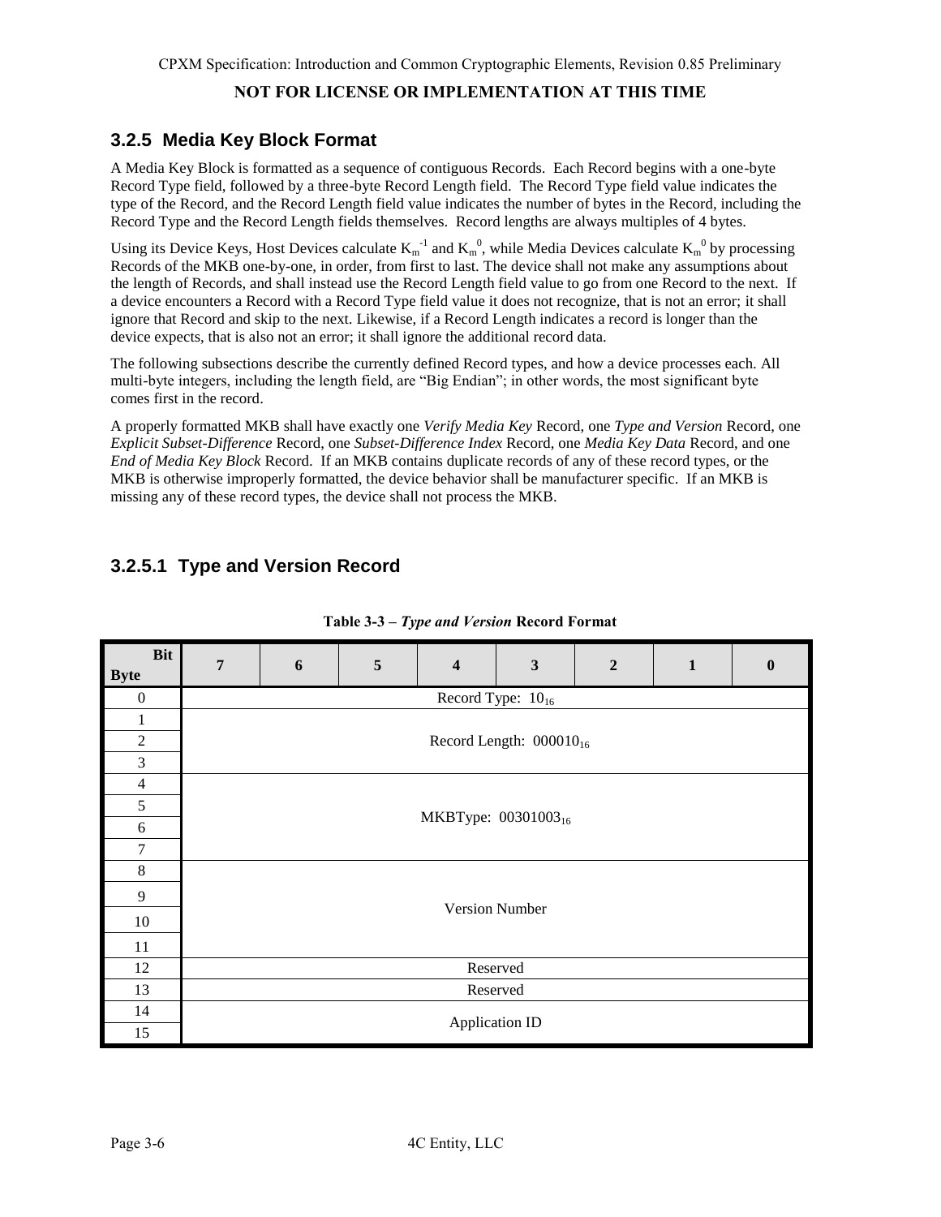### 3.2.5 Media Key Block Format

A Media Key Block is formatted as a sequence of contiguous Records. Each Record begins with a one-byte Record Type field, followed by a three-byte Record Length field. The Record Type field value indicates the type of the Record, and the Record Length field value indicates the number of bytes in the Record, including the Record Type and the Record Length fields themselves. Record lengths are always multiples of 4 bytes.

Using its Device Keys, Host Devices calculate $K_m^{-1}$ and $K_m^0$, while Media Devices calculate $K_m^0$ by processing Records of the MKB one-by-one, in order, from first to last. The device shall not make any assumptions about the length of Records, and shall instead use the Record Length field value to go from one Record to the next. If a device encounters a Record with a Record Type field value it does not recognize, that is not an error; it shall ignore that Record and skip to the next. Likewise, if a Record Length indicates a record is longer than the device expects, that is also not an error; it shall ignore the additional record data.

The following subsections describe the currently defined Record types, and how a device processes each. All multi-byte integers, including the length field, are "Big Endian"; in other words, the most significant byte comes first in the record.

A properly formatted MKB shall have exactly one *Verify Media Key* Record, one *Type and Version* Record, one *Explicit Subset-Difference* Record, one *Subset-Difference Index* Record, one *Media Key Data* Record, and one *End of Media Key Block* Record. If an MKB contains duplicate records of any of these record types, or the MKB is otherwise improperly formatted, the device behavior shall be manufacturer specific. If an MKB is missing any of these record types, the device shall not process the MKB.

#### 3.2.5.1 Type and Version Record

**Table 3-3 – *Type and Version* Record Format**

| Byte \ Bit | 7 | 6 | 5 | 4 | 3 | 2 | 1 | 0 |
|---|---|---|---|---|---|---|---|---|
| 0 | Record Type: $10_{16}$ | | | | | | | |
| 1–3 | Record Length: $000010_{16}$ | | | | | | | |
| 4–7 | MKBType: $00301003_{16}$ | | | | | | | |
| 8–11 | Version Number | | | | | | | |
| 12 | Reserved | | | | | | | |
| 13 | Reserved | | | | | | | |
| 14–15 | Application ID | | | | | | | |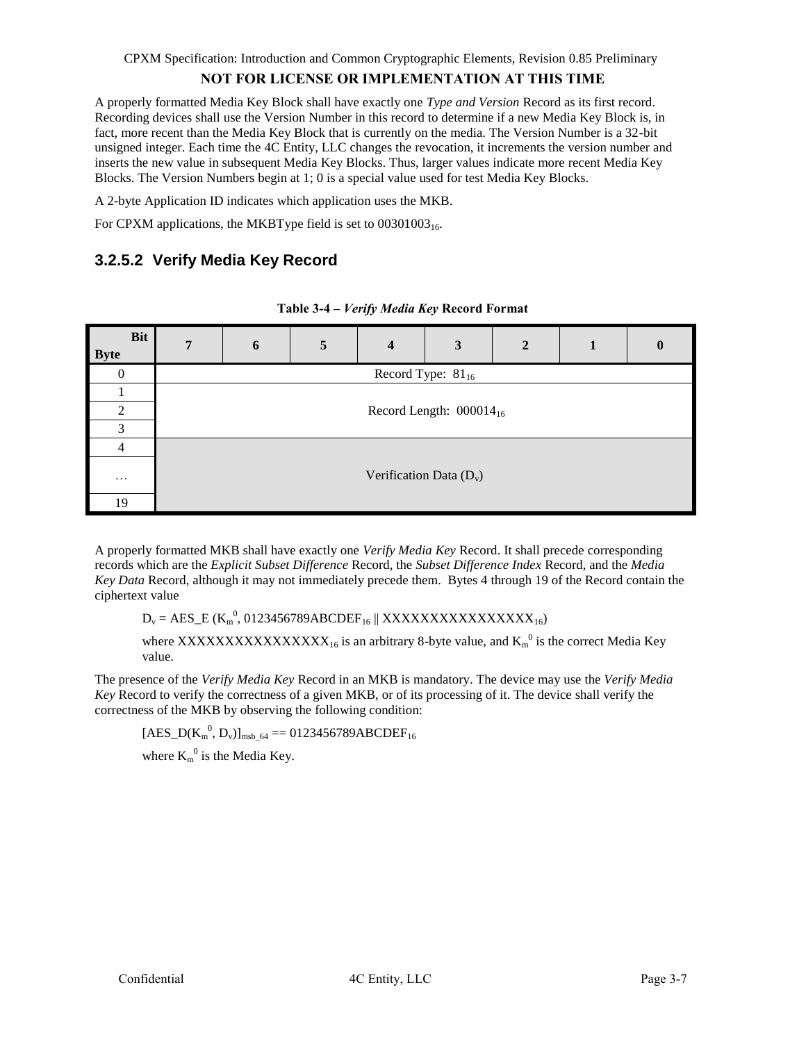A properly formatted Media Key Block shall have exactly one *Type and Version* Record as its first record. Recording devices shall use the Version Number in this record to determine if a new Media Key Block is, in fact, more recent than the Media Key Block that is currently on the media. The Version Number is a 32-bit unsigned integer. Each time the 4C Entity, LLC changes the revocation, it increments the version number and inserts the new value in subsequent Media Key Blocks. Thus, larger values indicate more recent Media Key Blocks. The Version Numbers begin at 1; 0 is a special value used for test Media Key Blocks.

A 2-byte Application ID indicates which application uses the MKB.

For CPXM applications, the MKBType field is set to $00301003_{16}$.

#### 3.2.5.2 Verify Media Key Record

**Table 3-4 – *Verify Media Key* Record Format**

| Bit / Byte | 7 | 6 | 5 | 4 | 3 | 2 | 1 | 0 |
|---|---|---|---|---|---|---|---|---|
| 0 | Record Type: $81_{16}$ | | | | | | | |
| 1 | Record Length: $000014_{16}$ | | | | | | | |
| 2 | | | | | | | | |
| 3 | | | | | | | | |
| 4 | Verification Data ($D_v$) | | | | | | | |
| … | | | | | | | | |
| 19 | | | | | | | | |

A properly formatted MKB shall have exactly one *Verify Media Key* Record. It shall precede corresponding records which are the *Explicit Subset Difference* Record, the *Subset Difference Index* Record, and the *Media Key Data* Record, although it may not immediately precede them. Bytes 4 through 19 of the Record contain the ciphertext value

$D_v = AES\_E(K_m^0, 0123456789ABCDEF_{16} \| XXXXXXXXXXXXXXXX_{16})$

where $XXXXXXXXXXXXXXXX_{16}$ is an arbitrary 8-byte value, and $K_m^0$ is the correct Media Key value.

The presence of the *Verify Media Key* Record in an MKB is mandatory. The device may use the *Verify Media Key* Record to verify the correctness of a given MKB, or of its processing of it. The device shall verify the correctness of the MKB by observing the following condition:

$[AES\_D(K_m^0, D_v)]_{msb\_64} == 0123456789ABCDEF_{16}$

where $K_m^0$ is the Media Key.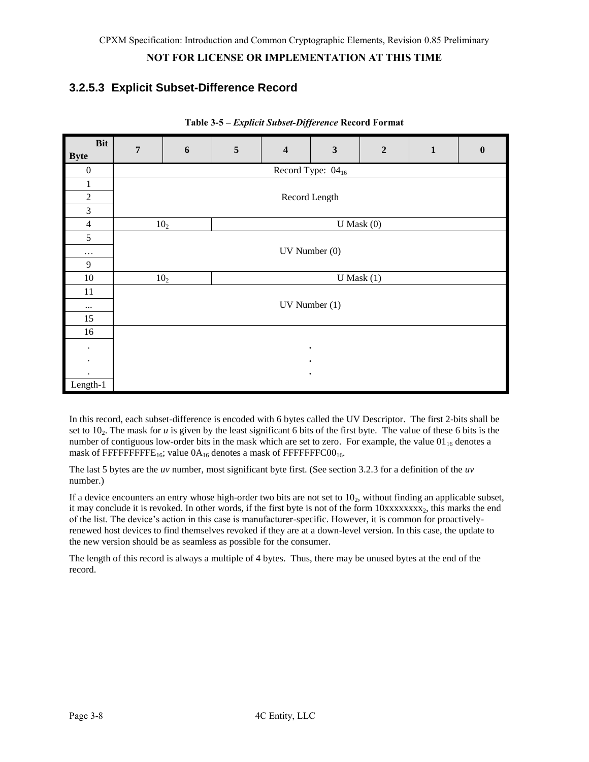### 3.2.5.3 Explicit Subset-Difference Record

**Table 3-5 – *Explicit Subset-Difference* Record Format**

| Bit / Byte | 7 | 6 | 5 | 4 | 3 | 2 | 1 | 0 |
|---|---|---|---|---|---|---|---|---|
| 0 | Record Type: $04_{16}$ | | | | | | | |
| 1 | Record Length | | | | | | | |
| 2 | | | | | | | | |
| 3 | | | | | | | | |
| 4 | $10_2$ | | U Mask (0) | | | | | |
| 5 | UV Number (0) | | | | | | | |
| … | | | | | | | | |
| 9 | | | | | | | | |
| 10 | $10_2$ | | U Mask (1) | | | | | |
| 11 | UV Number (1) | | | | | | | |
| ... | | | | | | | | |
| 15 | | | | | | | | |
| 16 | | | | | | | | |
| . | . | | | | | | | |
| . | . | | | | | | | |
| . | . | | | | | | | |
| Length-1 | | | | | | | | |

In this record, each subset-difference is encoded with 6 bytes called the UV Descriptor. The first 2-bits shall be set to $10_2$. The mask for *u* is given by the least significant 6 bits of the first byte. The value of these 6 bits is the number of contiguous low-order bits in the mask which are set to zero. For example, the value $01_{16}$ denotes a mask of $FFFFFFFFFE_{16}$; value $0A_{16}$ denotes a mask of $FFFFFFFC00_{16}$.

The last 5 bytes are the *uv* number, most significant byte first. (See section 3.2.3 for a definition of the *uv* number.)

If a device encounters an entry whose high-order two bits are not set to $10_2$, without finding an applicable subset, it may conclude it is revoked. In other words, if the first byte is not of the form $10xxxxxxxx_2$, this marks the end of the list. The device's action in this case is manufacturer-specific. However, it is common for proactively-renewed host devices to find themselves revoked if they are at a down-level version. In this case, the update to the new version should be as seamless as possible for the consumer.

The length of this record is always a multiple of 4 bytes. Thus, there may be unused bytes at the end of the record.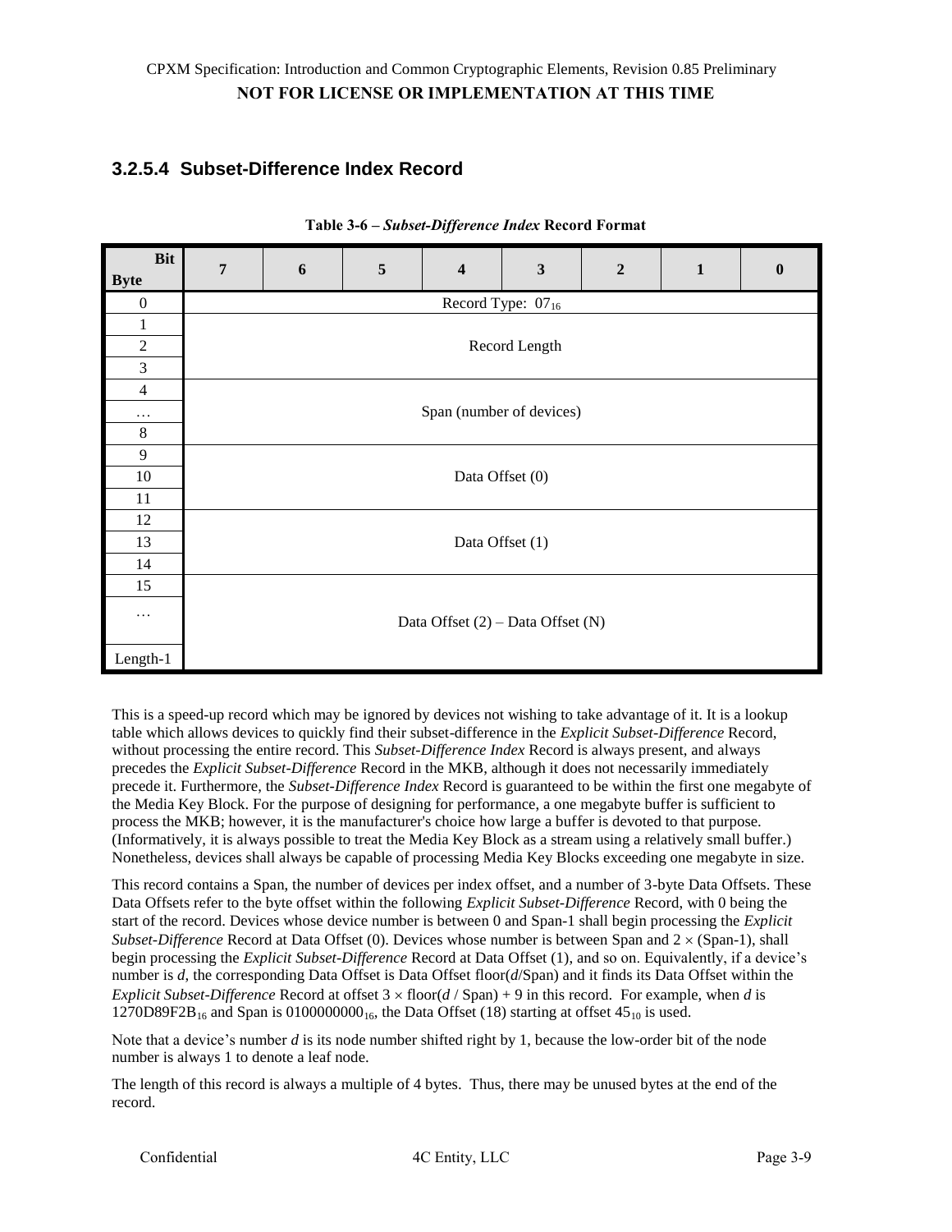#### 3.2.5.4 Subset-Difference Index Record

**Table 3-6 – *Subset-Difference Index* Record Format**

| Byte \ Bit | 7 | 6 | 5 | 4 | 3 | 2 | 1 | 0 |
|---|---|---|---|---|---|---|---|---|
| 0 | Record Type: $07_{16}$ | | | | | | | |
| 1 | Record Length | | | | | | | |
| 2 | | | | | | | | |
| 3 | | | | | | | | |
| 4 | Span (number of devices) | | | | | | | |
| … | | | | | | | | |
| 8 | | | | | | | | |
| 9 | Data Offset (0) | | | | | | | |
| 10 | | | | | | | | |
| 11 | | | | | | | | |
| 12 | Data Offset (1) | | | | | | | |
| 13 | | | | | | | | |
| 14 | | | | | | | | |
| 15 | Data Offset (2) – Data Offset (N) | | | | | | | |
| … | | | | | | | | |
| Length-1 | | | | | | | | |

This is a speed-up record which may be ignored by devices not wishing to take advantage of it. It is a lookup table which allows devices to quickly find their subset-difference in the *Explicit Subset-Difference* Record, without processing the entire record. This *Subset-Difference Index* Record is always present, and always precedes the *Explicit Subset-Difference* Record in the MKB, although it does not necessarily immediately precede it. Furthermore, the *Subset-Difference Index* Record is guaranteed to be within the first one megabyte of the Media Key Block. For the purpose of designing for performance, a one megabyte buffer is sufficient to process the MKB; however, it is the manufacturer's choice how large a buffer is devoted to that purpose. (Informatively, it is always possible to treat the Media Key Block as a stream using a relatively small buffer.) Nonetheless, devices shall always be capable of processing Media Key Blocks exceeding one megabyte in size.

This record contains a Span, the number of devices per index offset, and a number of 3-byte Data Offsets. These Data Offsets refer to the byte offset within the following *Explicit Subset-Difference* Record, with 0 being the start of the record. Devices whose device number is between 0 and Span-1 shall begin processing the *Explicit Subset-Difference* Record at Data Offset (0). Devices whose number is between Span and $2 \times$ (Span-1), shall begin processing the *Explicit Subset-Difference* Record at Data Offset (1), and so on. Equivalently, if a device's number is *d*, the corresponding Data Offset is Data Offset floor(*d*/Span) and it finds its Data Offset within the *Explicit Subset-Difference* Record at offset $3 \times \text{floor}(d / \text{Span}) + 9$ in this record. For example, when *d* is $1270D89F2B_{16}$ and Span is $0100000000_{16}$, the Data Offset (18) starting at offset $45_{10}$ is used.

Note that a device's number *d* is its node number shifted right by 1, because the low-order bit of the node number is always 1 to denote a leaf node.

The length of this record is always a multiple of 4 bytes. Thus, there may be unused bytes at the end of the record.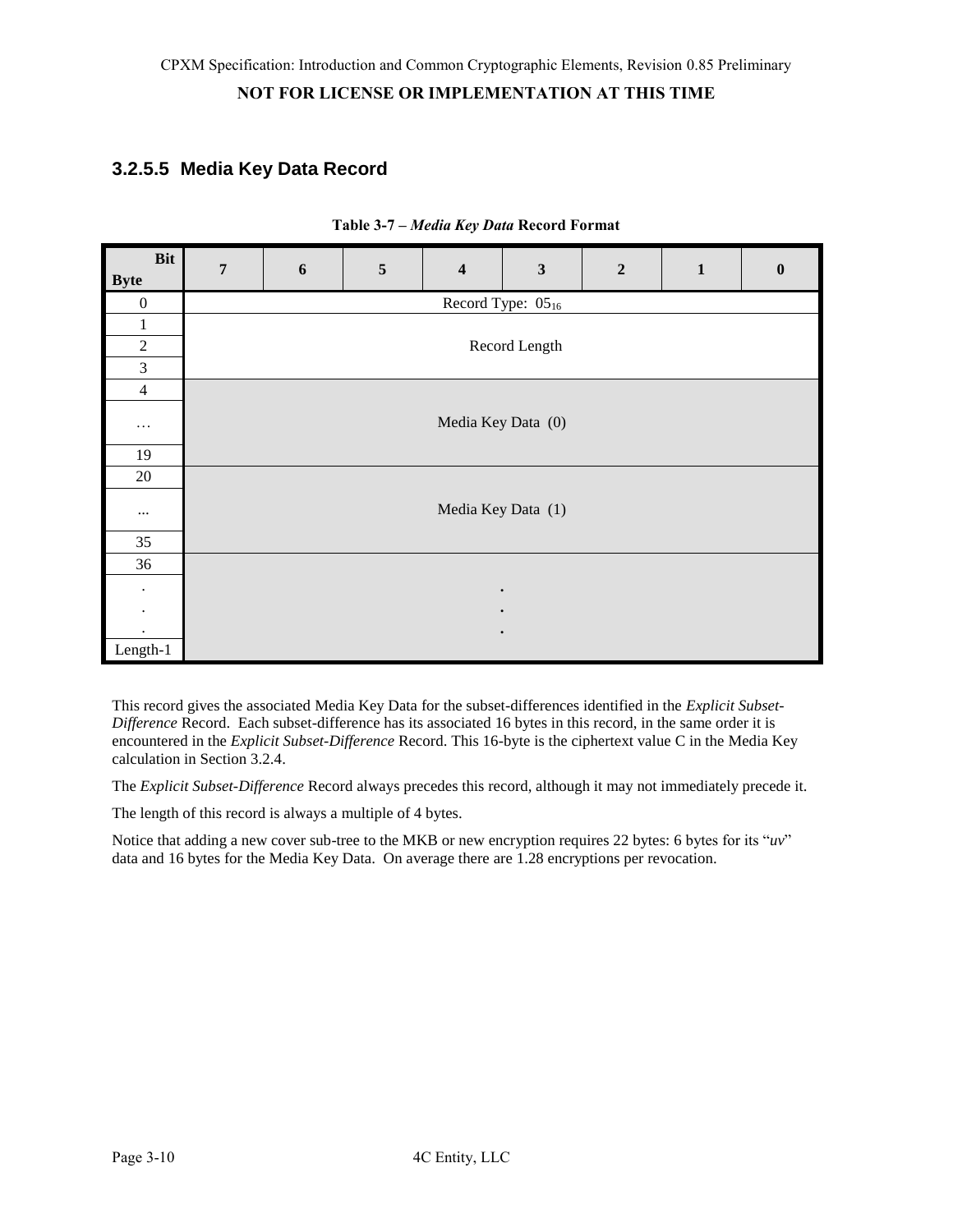### 3.2.5.5 Media Key Data Record

**Table 3-7 – *Media Key Data* Record Format**

| Bit / Byte | 7 | 6 | 5 | 4 | 3 | 2 | 1 | 0 |
|---|---|---|---|---|---|---|---|---|
| 0 | Record Type: $05_{16}$ | | | | | | | |
| 1 | Record Length | | | | | | | |
| 2 | | | | | | | | |
| 3 | | | | | | | | |
| 4 | Media Key Data (0) | | | | | | | |
| … | | | | | | | | |
| 19 | | | | | | | | |
| 20 | Media Key Data (1) | | | | | | | |
| ... | | | | | | | | |
| 35 | | | | | | | | |
| 36 | . . . | | | | | | | |
| . | | | | | | | | |
| . | | | | | | | | |
| . | | | | | | | | |
| Length-1 | | | | | | | | |

This record gives the associated Media Key Data for the subset-differences identified in the *Explicit Subset-Difference* Record. Each subset-difference has its associated 16 bytes in this record, in the same order it is encountered in the *Explicit Subset-Difference* Record. This 16-byte is the ciphertext value C in the Media Key calculation in Section 3.2.4.

The *Explicit Subset-Difference* Record always precedes this record, although it may not immediately precede it.

The length of this record is always a multiple of 4 bytes.

Notice that adding a new cover sub-tree to the MKB or new encryption requires 22 bytes: 6 bytes for its "*uv*" data and 16 bytes for the Media Key Data. On average there are 1.28 encryptions per revocation.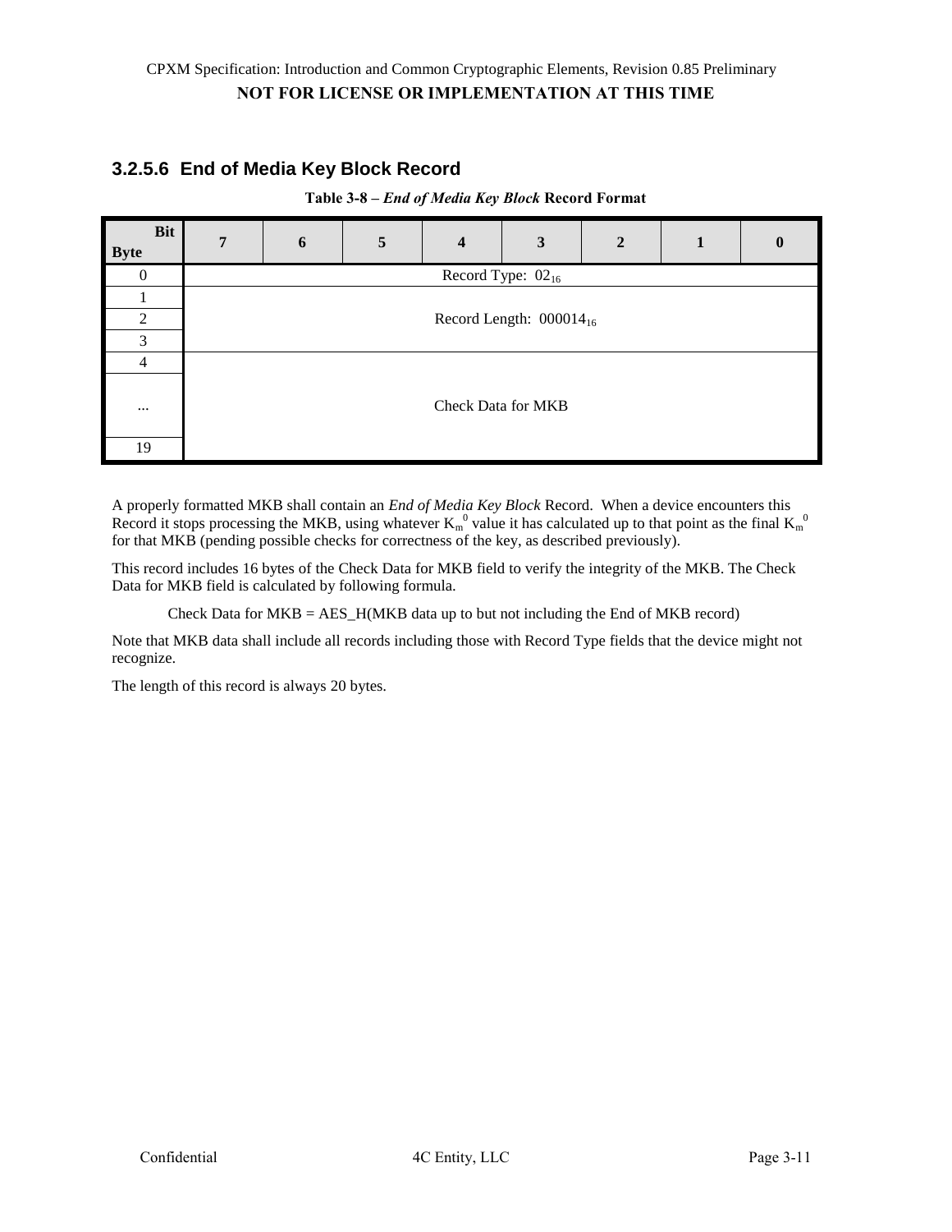### 3.2.5.6 End of Media Key Block Record

**Table 3-8 – *End of Media Key Block* Record Format**

| Bit / Byte | 7 | 6 | 5 | 4 | 3 | 2 | 1 | 0 |
|---|---|---|---|---|---|---|---|---|
| 0 | Record Type: $02_{16}$ | | | | | | | |
| 1 | Record Length: $000014_{16}$ | | | | | | | |
| 2 | | | | | | | | |
| 3 | | | | | | | | |
| 4 | Check Data for MKB | | | | | | | |
| ... | | | | | | | | |
| 19 | | | | | | | | |

A properly formatted MKB shall contain an *End of Media Key Block* Record. When a device encounters this Record it stops processing the MKB, using whatever $K_m^0$ value it has calculated up to that point as the final $K_m^0$ for that MKB (pending possible checks for correctness of the key, as described previously).

This record includes 16 bytes of the Check Data for MKB field to verify the integrity of the MKB. The Check Data for MKB field is calculated by following formula.

Check Data for MKB = AES_H(MKB data up to but not including the End of MKB record)

Note that MKB data shall include all records including those with Record Type fields that the device might not recognize.

The length of this record is always 20 bytes.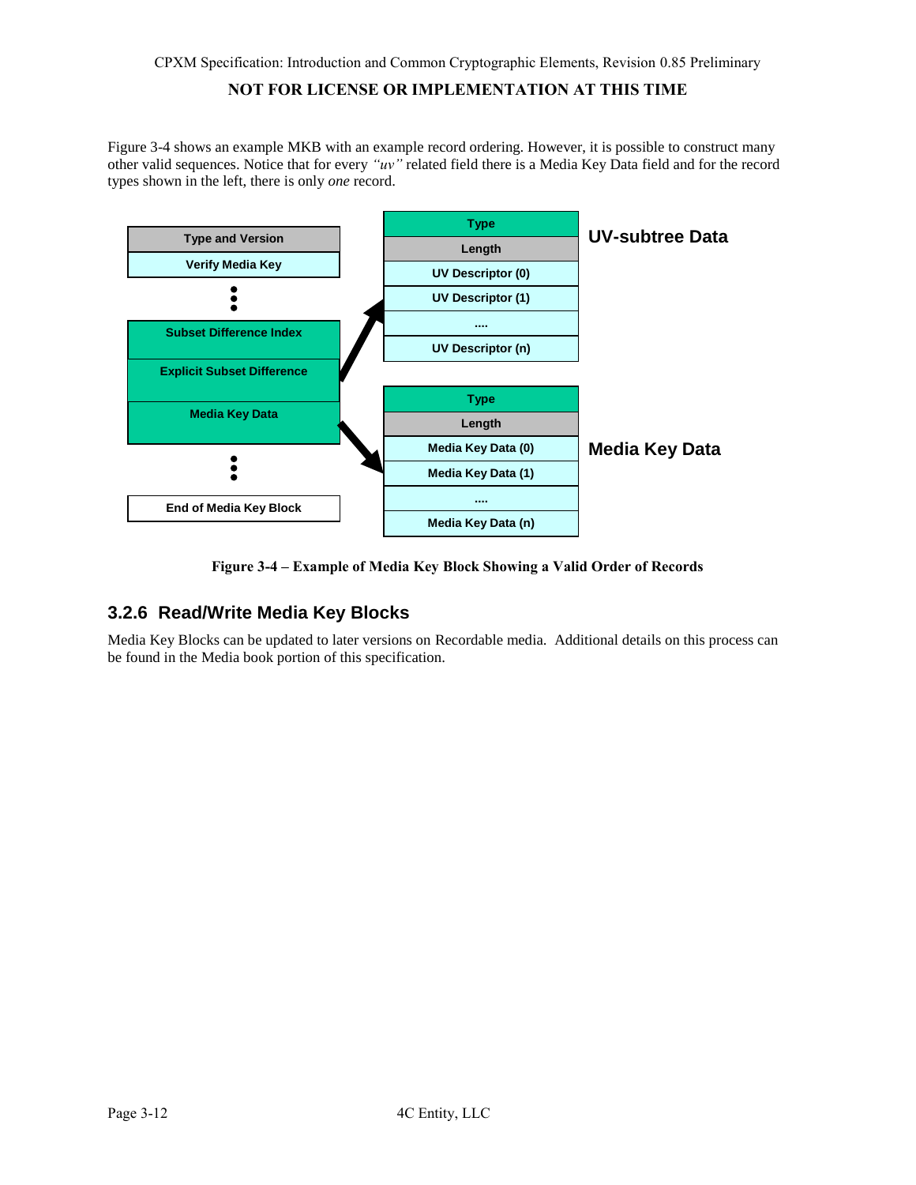Figure 3-4 shows an example MKB with an example record ordering. However, it is possible to construct many other valid sequences. Notice that for every *"uv"* related field there is a Media Key Data field and for the record types shown in the left, there is only *one* record.

Type and Version

Verify Media Key

Subset Difference Index

Explicit Subset Difference

Media Key Data

End of Media Key Block

Type

Length

UV Descriptor (0)

UV Descriptor (1)

....

UV Descriptor (n)

UV-subtree Data

Type

Length

Media Key Data (0)

Media Key Data (1)

....

Media Key Data (n)

Media Key Data

**Figure 3-4 – Example of Media Key Block Showing a Valid Order of Records**

### 3.2.6 Read/Write Media Key Blocks

Media Key Blocks can be updated to later versions on Recordable media. Additional details on this process can be found in the Media book portion of this specification.